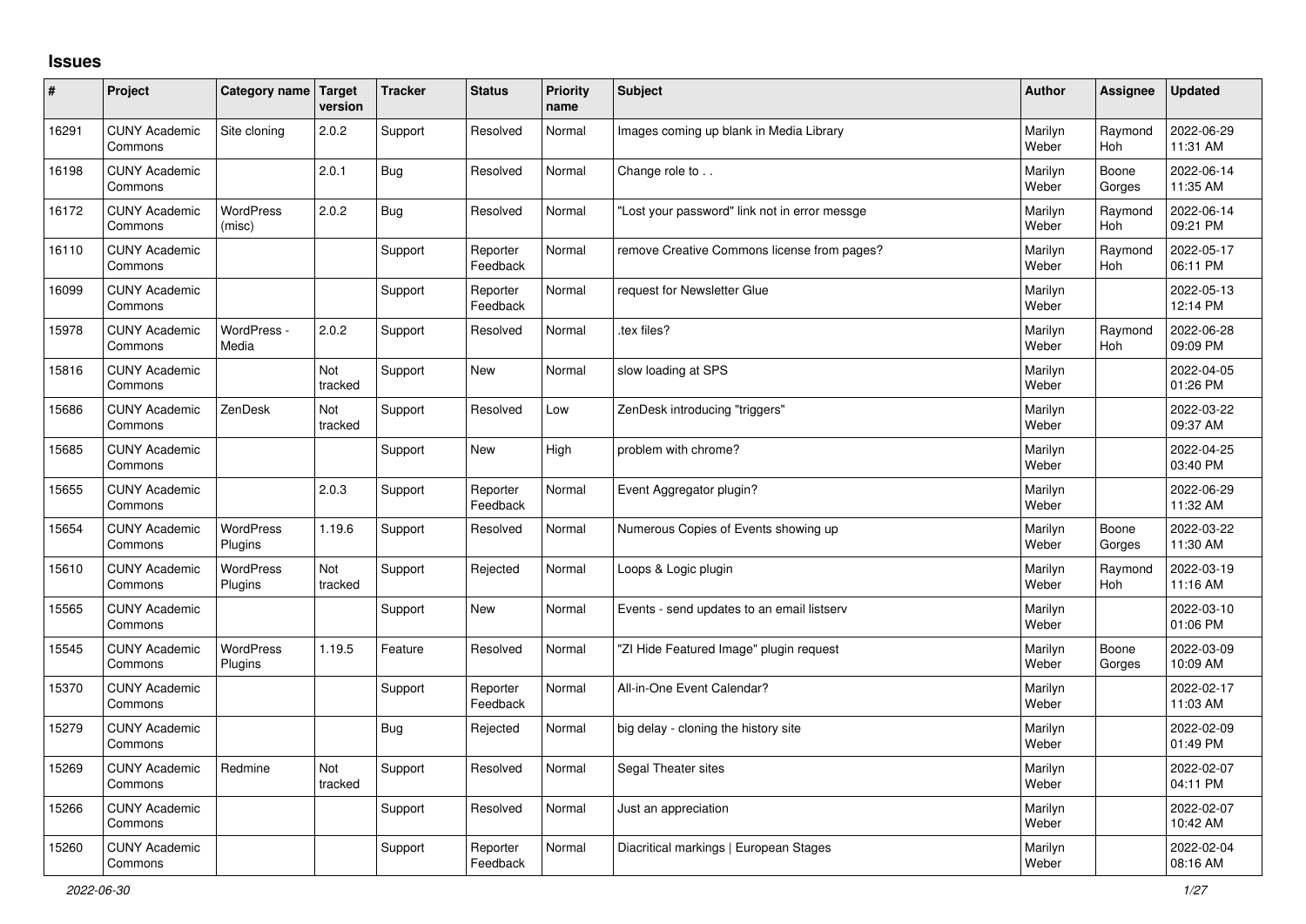# Issues

| # | Project | Category name | Target version | Tracker | Status | Priority name | Subject | Author | Assignee | Updated |
|---|---|---|---|---|---|---|---|---|---|---|
| 16291 | CUNY Academic Commons | Site cloning | 2.0.2 | Support | Resolved | Normal | Images coming up blank in Media Library | Marilyn Weber | Raymond Hoh | 2022-06-29 11:31 AM |
| 16198 | CUNY Academic Commons | | 2.0.1 | Bug | Resolved | Normal | Change role to . . | Marilyn Weber | Boone Gorges | 2022-06-14 11:35 AM |
| 16172 | CUNY Academic Commons | WordPress (misc) | 2.0.2 | Bug | Resolved | Normal | "Lost your password" link not in error messge | Marilyn Weber | Raymond Hoh | 2022-06-14 09:21 PM |
| 16110 | CUNY Academic Commons | | | Support | Reporter Feedback | Normal | remove Creative Commons license from pages? | Marilyn Weber | Raymond Hoh | 2022-05-17 06:11 PM |
| 16099 | CUNY Academic Commons | | | Support | Reporter Feedback | Normal | request for Newsletter Glue | Marilyn Weber | | 2022-05-13 12:14 PM |
| 15978 | CUNY Academic Commons | WordPress - Media | 2.0.2 | Support | Resolved | Normal | .tex files? | Marilyn Weber | Raymond Hoh | 2022-06-28 09:09 PM |
| 15816 | CUNY Academic Commons | | Not tracked | Support | New | Normal | slow loading at SPS | Marilyn Weber | | 2022-04-05 01:26 PM |
| 15686 | CUNY Academic Commons | ZenDesk | Not tracked | Support | Resolved | Low | ZenDesk introducing "triggers" | Marilyn Weber | | 2022-03-22 09:37 AM |
| 15685 | CUNY Academic Commons | | | Support | New | High | problem with chrome? | Marilyn Weber | | 2022-04-25 03:40 PM |
| 15655 | CUNY Academic Commons | | 2.0.3 | Support | Reporter Feedback | Normal | Event Aggregator plugin? | Marilyn Weber | | 2022-06-29 11:32 AM |
| 15654 | CUNY Academic Commons | WordPress Plugins | 1.19.6 | Support | Resolved | Normal | Numerous Copies of Events showing up | Marilyn Weber | Boone Gorges | 2022-03-22 11:30 AM |
| 15610 | CUNY Academic Commons | WordPress Plugins | Not tracked | Support | Rejected | Normal | Loops & Logic plugin | Marilyn Weber | Raymond Hoh | 2022-03-19 11:16 AM |
| 15565 | CUNY Academic Commons | | | Support | New | Normal | Events - send updates to an email listserv | Marilyn Weber | | 2022-03-10 01:06 PM |
| 15545 | CUNY Academic Commons | WordPress Plugins | 1.19.5 | Feature | Resolved | Normal | "ZI Hide Featured Image" plugin request | Marilyn Weber | Boone Gorges | 2022-03-09 10:09 AM |
| 15370 | CUNY Academic Commons | | | Support | Reporter Feedback | Normal | All-in-One Event Calendar? | Marilyn Weber | | 2022-02-17 11:03 AM |
| 15279 | CUNY Academic Commons | | | Bug | Rejected | Normal | big delay - cloning the history site | Marilyn Weber | | 2022-02-09 01:49 PM |
| 15269 | CUNY Academic Commons | Redmine | Not tracked | Support | Resolved | Normal | Segal Theater sites | Marilyn Weber | | 2022-02-07 04:11 PM |
| 15266 | CUNY Academic Commons | | | Support | Resolved | Normal | Just an appreciation | Marilyn Weber | | 2022-02-07 10:42 AM |
| 15260 | CUNY Academic Commons | | | Support | Reporter Feedback | Normal | Diacritical markings \| European Stages | Marilyn Weber | | 2022-02-04 08:16 AM |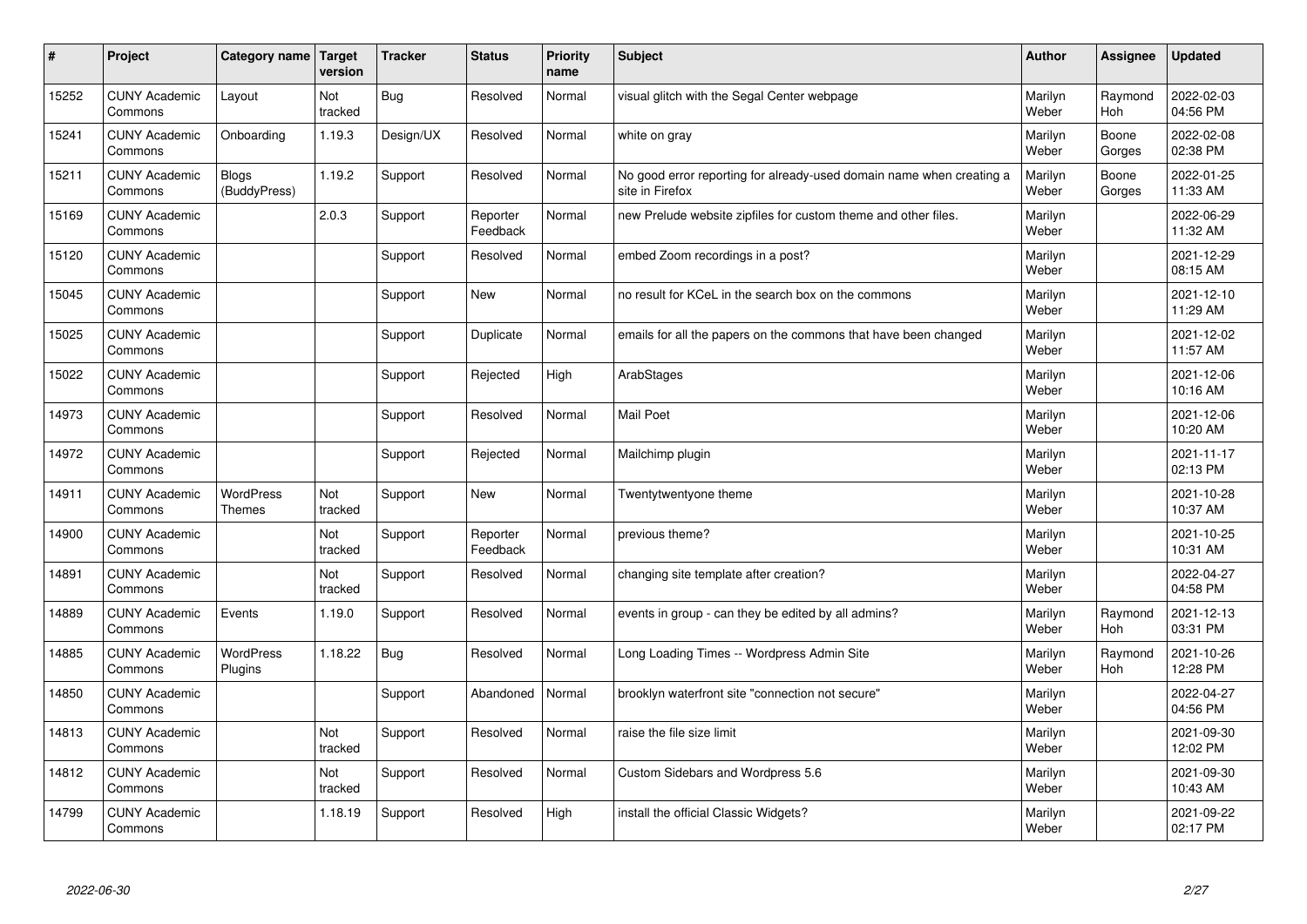| # | Project | Category name | Target version | Tracker | Status | Priority name | Subject | Author | Assignee | Updated |
|---|---|---|---|---|---|---|---|---|---|---|
| 15252 | CUNY Academic Commons | Layout | Not tracked | Bug | Resolved | Normal | visual glitch with the Segal Center webpage | Marilyn Weber | Raymond Hoh | 2022-02-03 04:56 PM |
| 15241 | CUNY Academic Commons | Onboarding | 1.19.3 | Design/UX | Resolved | Normal | white on gray | Marilyn Weber | Boone Gorges | 2022-02-08 02:38 PM |
| 15211 | CUNY Academic Commons | Blogs (BuddyPress) | 1.19.2 | Support | Resolved | Normal | No good error reporting for already-used domain name when creating a site in Firefox | Marilyn Weber | Boone Gorges | 2022-01-25 11:33 AM |
| 15169 | CUNY Academic Commons | | 2.0.3 | Support | Reporter Feedback | Normal | new Prelude website zipfiles for custom theme and other files. | Marilyn Weber | | 2022-06-29 11:32 AM |
| 15120 | CUNY Academic Commons | | | Support | Resolved | Normal | embed Zoom recordings in a post? | Marilyn Weber | | 2021-12-29 08:15 AM |
| 15045 | CUNY Academic Commons | | | Support | New | Normal | no result for KCeL in the search box on the commons | Marilyn Weber | | 2021-12-10 11:29 AM |
| 15025 | CUNY Academic Commons | | | Support | Duplicate | Normal | emails for all the papers on the commons that have been changed | Marilyn Weber | | 2021-12-02 11:57 AM |
| 15022 | CUNY Academic Commons | | | Support | Rejected | High | ArabStages | Marilyn Weber | | 2021-12-06 10:16 AM |
| 14973 | CUNY Academic Commons | | | Support | Resolved | Normal | Mail Poet | Marilyn Weber | | 2021-12-06 10:20 AM |
| 14972 | CUNY Academic Commons | | | Support | Rejected | Normal | Mailchimp plugin | Marilyn Weber | | 2021-11-17 02:13 PM |
| 14911 | CUNY Academic Commons | WordPress Themes | Not tracked | Support | New | Normal | Twentytwentyone theme | Marilyn Weber | | 2021-10-28 10:37 AM |
| 14900 | CUNY Academic Commons | | Not tracked | Support | Reporter Feedback | Normal | previous theme? | Marilyn Weber | | 2021-10-25 10:31 AM |
| 14891 | CUNY Academic Commons | | Not tracked | Support | Resolved | Normal | changing site template after creation? | Marilyn Weber | | 2022-04-27 04:58 PM |
| 14889 | CUNY Academic Commons | Events | 1.19.0 | Support | Resolved | Normal | events in group - can they be edited by all admins? | Marilyn Weber | Raymond Hoh | 2021-12-13 03:31 PM |
| 14885 | CUNY Academic Commons | WordPress Plugins | 1.18.22 | Bug | Resolved | Normal | Long Loading Times -- Wordpress Admin Site | Marilyn Weber | Raymond Hoh | 2021-10-26 12:28 PM |
| 14850 | CUNY Academic Commons | | | Support | Abandoned | Normal | brooklyn waterfront site "connection not secure" | Marilyn Weber | | 2022-04-27 04:56 PM |
| 14813 | CUNY Academic Commons | | Not tracked | Support | Resolved | Normal | raise the file size limit | Marilyn Weber | | 2021-09-30 12:02 PM |
| 14812 | CUNY Academic Commons | | Not tracked | Support | Resolved | Normal | Custom Sidebars and Wordpress 5.6 | Marilyn Weber | | 2021-09-30 10:43 AM |
| 14799 | CUNY Academic Commons | | 1.18.19 | Support | Resolved | High | install the official Classic Widgets? | Marilyn Weber | | 2021-09-22 02:17 PM |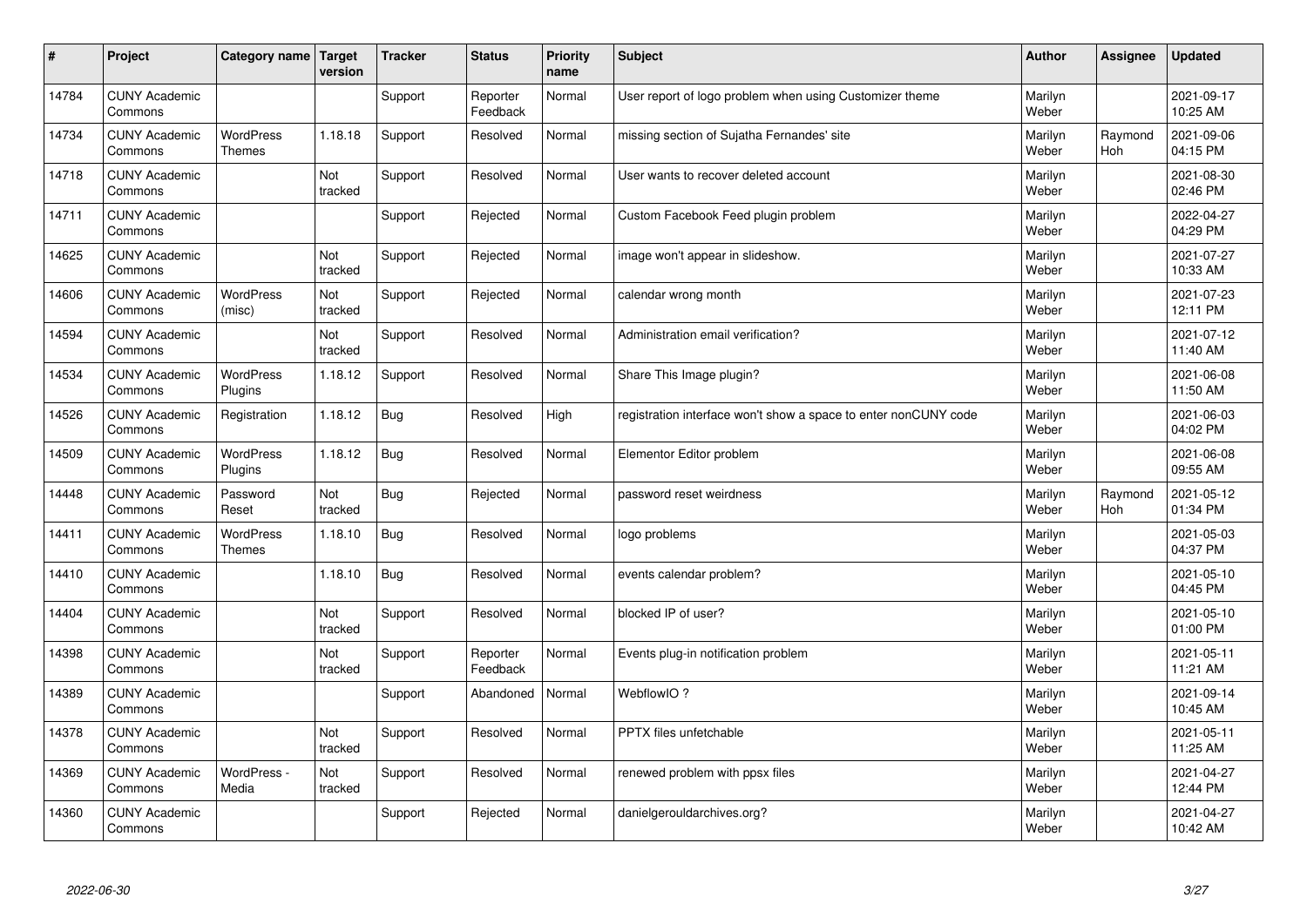| # | Project | Category name | Target version | Tracker | Status | Priority name | Subject | Author | Assignee | Updated |
|---|---|---|---|---|---|---|---|---|---|---|
| 14784 | CUNY Academic Commons | | | Support | Reporter Feedback | Normal | User report of logo problem when using Customizer theme | Marilyn Weber | | 2021-09-17 10:25 AM |
| 14734 | CUNY Academic Commons | WordPress Themes | 1.18.18 | Support | Resolved | Normal | missing section of Sujatha Fernandes' site | Marilyn Weber | Raymond Hoh | 2021-09-06 04:15 PM |
| 14718 | CUNY Academic Commons | | Not tracked | Support | Resolved | Normal | User wants to recover deleted account | Marilyn Weber | | 2021-08-30 02:46 PM |
| 14711 | CUNY Academic Commons | | | Support | Rejected | Normal | Custom Facebook Feed plugin problem | Marilyn Weber | | 2022-04-27 04:29 PM |
| 14625 | CUNY Academic Commons | | Not tracked | Support | Rejected | Normal | image won't appear in slideshow. | Marilyn Weber | | 2021-07-27 10:33 AM |
| 14606 | CUNY Academic Commons | WordPress (misc) | Not tracked | Support | Rejected | Normal | calendar wrong month | Marilyn Weber | | 2021-07-23 12:11 PM |
| 14594 | CUNY Academic Commons | | Not tracked | Support | Resolved | Normal | Administration email verification? | Marilyn Weber | | 2021-07-12 11:40 AM |
| 14534 | CUNY Academic Commons | WordPress Plugins | 1.18.12 | Support | Resolved | Normal | Share This Image plugin? | Marilyn Weber | | 2021-06-08 11:50 AM |
| 14526 | CUNY Academic Commons | Registration | 1.18.12 | Bug | Resolved | High | registration interface won't show a space to enter nonCUNY code | Marilyn Weber | | 2021-06-03 04:02 PM |
| 14509 | CUNY Academic Commons | WordPress Plugins | 1.18.12 | Bug | Resolved | Normal | Elementor Editor problem | Marilyn Weber | | 2021-06-08 09:55 AM |
| 14448 | CUNY Academic Commons | Password Reset | Not tracked | Bug | Rejected | Normal | password reset weirdness | Marilyn Weber | Raymond Hoh | 2021-05-12 01:34 PM |
| 14411 | CUNY Academic Commons | WordPress Themes | 1.18.10 | Bug | Resolved | Normal | logo problems | Marilyn Weber | | 2021-05-03 04:37 PM |
| 14410 | CUNY Academic Commons | | 1.18.10 | Bug | Resolved | Normal | events calendar problem? | Marilyn Weber | | 2021-05-10 04:45 PM |
| 14404 | CUNY Academic Commons | | Not tracked | Support | Resolved | Normal | blocked IP of user? | Marilyn Weber | | 2021-05-10 01:00 PM |
| 14398 | CUNY Academic Commons | | Not tracked | Support | Reporter Feedback | Normal | Events plug-in notification problem | Marilyn Weber | | 2021-05-11 11:21 AM |
| 14389 | CUNY Academic Commons | | | Support | Abandoned | Normal | WebflowIO ? | Marilyn Weber | | 2021-09-14 10:45 AM |
| 14378 | CUNY Academic Commons | | Not tracked | Support | Resolved | Normal | PPTX files unfetchable | Marilyn Weber | | 2021-05-11 11:25 AM |
| 14369 | CUNY Academic Commons | WordPress - Media | Not tracked | Support | Resolved | Normal | renewed problem with ppsx files | Marilyn Weber | | 2021-04-27 12:44 PM |
| 14360 | CUNY Academic Commons | | | Support | Rejected | Normal | danielgerouldarchives.org? | Marilyn Weber | | 2021-04-27 10:42 AM |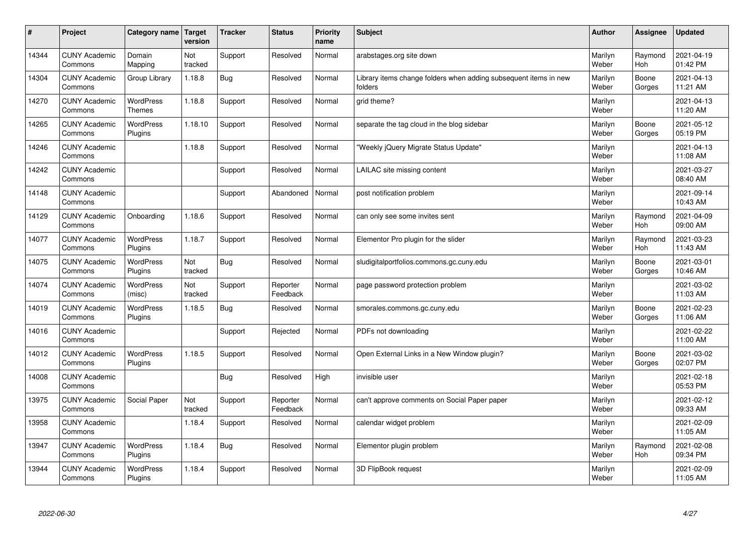| # | Project | Category name | Target version | Tracker | Status | Priority name | Subject | Author | Assignee | Updated |
|---|---|---|---|---|---|---|---|---|---|---|
| 14344 | CUNY Academic Commons | Domain Mapping | Not tracked | Support | Resolved | Normal | arabstages.org site down | Marilyn Weber | Raymond Hoh | 2021-04-19 01:42 PM |
| 14304 | CUNY Academic Commons | Group Library | 1.18.8 | Bug | Resolved | Normal | Library items change folders when adding subsequent items in new folders | Marilyn Weber | Boone Gorges | 2021-04-13 11:21 AM |
| 14270 | CUNY Academic Commons | WordPress Themes | 1.18.8 | Support | Resolved | Normal | grid theme? | Marilyn Weber | | 2021-04-13 11:20 AM |
| 14265 | CUNY Academic Commons | WordPress Plugins | 1.18.10 | Support | Resolved | Normal | separate the tag cloud in the blog sidebar | Marilyn Weber | Boone Gorges | 2021-05-12 05:19 PM |
| 14246 | CUNY Academic Commons | | 1.18.8 | Support | Resolved | Normal | "Weekly jQuery Migrate Status Update" | Marilyn Weber | | 2021-04-13 11:08 AM |
| 14242 | CUNY Academic Commons | | | Support | Resolved | Normal | LAILAC site missing content | Marilyn Weber | | 2021-03-27 08:40 AM |
| 14148 | CUNY Academic Commons | | | Support | Abandoned | Normal | post notification problem | Marilyn Weber | | 2021-09-14 10:43 AM |
| 14129 | CUNY Academic Commons | Onboarding | 1.18.6 | Support | Resolved | Normal | can only see some invites sent | Marilyn Weber | Raymond Hoh | 2021-04-09 09:00 AM |
| 14077 | CUNY Academic Commons | WordPress Plugins | 1.18.7 | Support | Resolved | Normal | Elementor Pro plugin for the slider | Marilyn Weber | Raymond Hoh | 2021-03-23 11:43 AM |
| 14075 | CUNY Academic Commons | WordPress Plugins | Not tracked | Bug | Resolved | Normal | sludigitalportfolios.commons.gc.cuny.edu | Marilyn Weber | Boone Gorges | 2021-03-01 10:46 AM |
| 14074 | CUNY Academic Commons | WordPress (misc) | Not tracked | Support | Reporter Feedback | Normal | page password protection problem | Marilyn Weber | | 2021-03-02 11:03 AM |
| 14019 | CUNY Academic Commons | WordPress Plugins | 1.18.5 | Bug | Resolved | Normal | smorales.commons.gc.cuny.edu | Marilyn Weber | Boone Gorges | 2021-02-23 11:06 AM |
| 14016 | CUNY Academic Commons | | | Support | Rejected | Normal | PDFs not downloading | Marilyn Weber | | 2021-02-22 11:00 AM |
| 14012 | CUNY Academic Commons | WordPress Plugins | 1.18.5 | Support | Resolved | Normal | Open External Links in a New Window plugin? | Marilyn Weber | Boone Gorges | 2021-03-02 02:07 PM |
| 14008 | CUNY Academic Commons | | | Bug | Resolved | High | invisible user | Marilyn Weber | | 2021-02-18 05:53 PM |
| 13975 | CUNY Academic Commons | Social Paper | Not tracked | Support | Reporter Feedback | Normal | can't approve comments on Social Paper paper | Marilyn Weber | | 2021-02-12 09:33 AM |
| 13958 | CUNY Academic Commons | | 1.18.4 | Support | Resolved | Normal | calendar widget problem | Marilyn Weber | | 2021-02-09 11:05 AM |
| 13947 | CUNY Academic Commons | WordPress Plugins | 1.18.4 | Bug | Resolved | Normal | Elementor plugin problem | Marilyn Weber | Raymond Hoh | 2021-02-08 09:34 PM |
| 13944 | CUNY Academic Commons | WordPress Plugins | 1.18.4 | Support | Resolved | Normal | 3D FlipBook request | Marilyn Weber | | 2021-02-09 11:05 AM |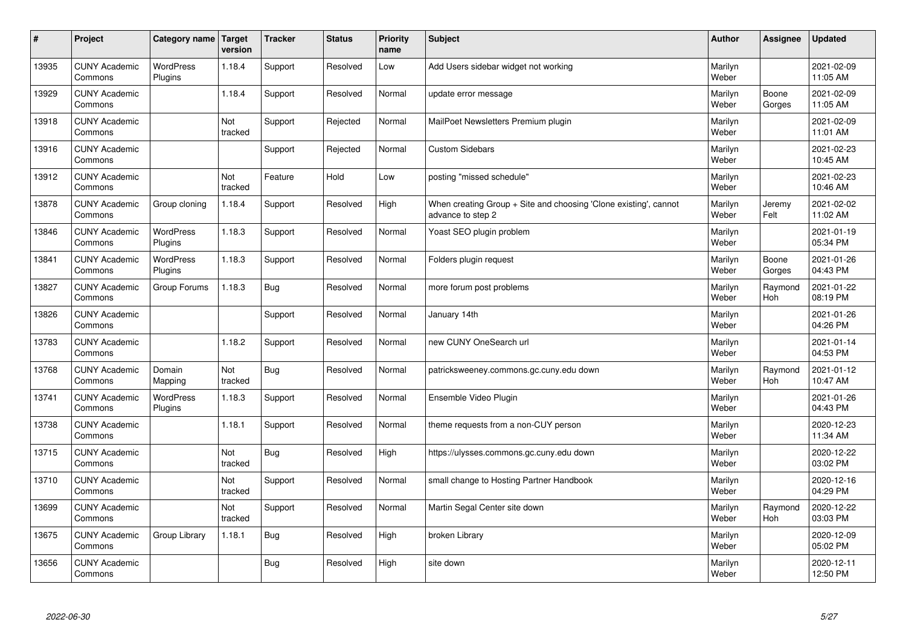| # | Project | Category name | Target version | Tracker | Status | Priority name | Subject | Author | Assignee | Updated |
|---|---|---|---|---|---|---|---|---|---|---|
| 13935 | CUNY Academic Commons | WordPress Plugins | 1.18.4 | Support | Resolved | Low | Add Users sidebar widget not working | Marilyn Weber | | 2021-02-09 11:05 AM |
| 13929 | CUNY Academic Commons | | 1.18.4 | Support | Resolved | Normal | update error message | Marilyn Weber | Boone Gorges | 2021-02-09 11:05 AM |
| 13918 | CUNY Academic Commons | | Not tracked | Support | Rejected | Normal | MailPoet Newsletters Premium plugin | Marilyn Weber | | 2021-02-09 11:01 AM |
| 13916 | CUNY Academic Commons | | | Support | Rejected | Normal | Custom Sidebars | Marilyn Weber | | 2021-02-23 10:45 AM |
| 13912 | CUNY Academic Commons | | Not tracked | Feature | Hold | Low | posting "missed schedule" | Marilyn Weber | | 2021-02-23 10:46 AM |
| 13878 | CUNY Academic Commons | Group cloning | 1.18.4 | Support | Resolved | High | When creating Group + Site and choosing 'Clone existing', cannot advance to step 2 | Marilyn Weber | Jeremy Felt | 2021-02-02 11:02 AM |
| 13846 | CUNY Academic Commons | WordPress Plugins | 1.18.3 | Support | Resolved | Normal | Yoast SEO plugin problem | Marilyn Weber | | 2021-01-19 05:34 PM |
| 13841 | CUNY Academic Commons | WordPress Plugins | 1.18.3 | Support | Resolved | Normal | Folders plugin request | Marilyn Weber | Boone Gorges | 2021-01-26 04:43 PM |
| 13827 | CUNY Academic Commons | Group Forums | 1.18.3 | Bug | Resolved | Normal | more forum post problems | Marilyn Weber | Raymond Hoh | 2021-01-22 08:19 PM |
| 13826 | CUNY Academic Commons | | | Support | Resolved | Normal | January 14th | Marilyn Weber | | 2021-01-26 04:26 PM |
| 13783 | CUNY Academic Commons | | 1.18.2 | Support | Resolved | Normal | new CUNY OneSearch url | Marilyn Weber | | 2021-01-14 04:53 PM |
| 13768 | CUNY Academic Commons | Domain Mapping | Not tracked | Bug | Resolved | Normal | patricksweeney.commons.gc.cuny.edu down | Marilyn Weber | Raymond Hoh | 2021-01-12 10:47 AM |
| 13741 | CUNY Academic Commons | WordPress Plugins | 1.18.3 | Support | Resolved | Normal | Ensemble Video Plugin | Marilyn Weber | | 2021-01-26 04:43 PM |
| 13738 | CUNY Academic Commons | | 1.18.1 | Support | Resolved | Normal | theme requests from a non-CUY person | Marilyn Weber | | 2020-12-23 11:34 AM |
| 13715 | CUNY Academic Commons | | Not tracked | Bug | Resolved | High | https://ulysses.commons.gc.cuny.edu down | Marilyn Weber | | 2020-12-22 03:02 PM |
| 13710 | CUNY Academic Commons | | Not tracked | Support | Resolved | Normal | small change to Hosting Partner Handbook | Marilyn Weber | | 2020-12-16 04:29 PM |
| 13699 | CUNY Academic Commons | | Not tracked | Support | Resolved | Normal | Martin Segal Center site down | Marilyn Weber | Raymond Hoh | 2020-12-22 03:03 PM |
| 13675 | CUNY Academic Commons | Group Library | 1.18.1 | Bug | Resolved | High | broken Library | Marilyn Weber | | 2020-12-09 05:02 PM |
| 13656 | CUNY Academic Commons | | | Bug | Resolved | High | site down | Marilyn Weber | | 2020-12-11 12:50 PM |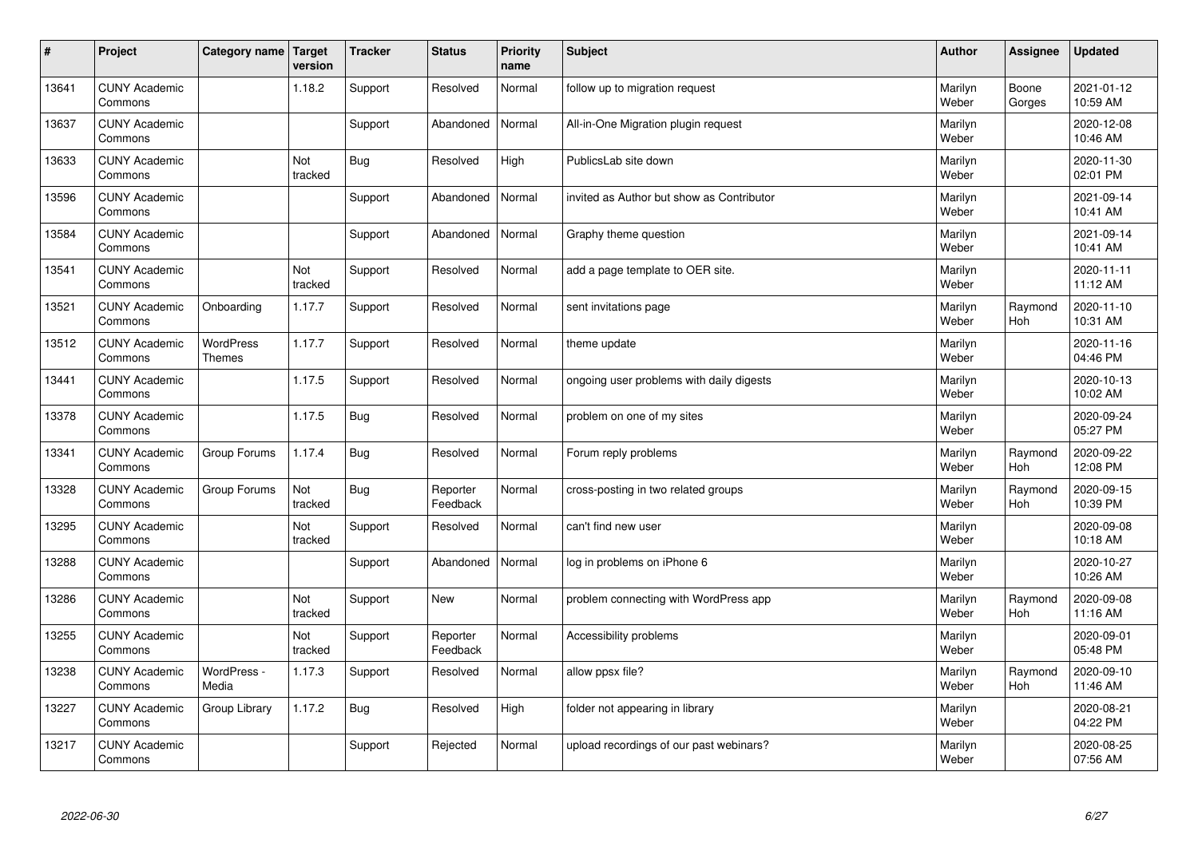| # | Project | Category name | Target version | Tracker | Status | Priority name | Subject | Author | Assignee | Updated |
|---|---|---|---|---|---|---|---|---|---|---|
| 13641 | CUNY Academic Commons | | 1.18.2 | Support | Resolved | Normal | follow up to migration request | Marilyn Weber | Boone Gorges | 2021-01-12 10:59 AM |
| 13637 | CUNY Academic Commons | | | Support | Abandoned | Normal | All-in-One Migration plugin request | Marilyn Weber | | 2020-12-08 10:46 AM |
| 13633 | CUNY Academic Commons | | Not tracked | Bug | Resolved | High | PublicsLab site down | Marilyn Weber | | 2020-11-30 02:01 PM |
| 13596 | CUNY Academic Commons | | | Support | Abandoned | Normal | invited as Author but show as Contributor | Marilyn Weber | | 2021-09-14 10:41 AM |
| 13584 | CUNY Academic Commons | | | Support | Abandoned | Normal | Graphy theme question | Marilyn Weber | | 2021-09-14 10:41 AM |
| 13541 | CUNY Academic Commons | | Not tracked | Support | Resolved | Normal | add a page template to OER site. | Marilyn Weber | | 2020-11-11 11:12 AM |
| 13521 | CUNY Academic Commons | Onboarding | 1.17.7 | Support | Resolved | Normal | sent invitations page | Marilyn Weber | Raymond Hoh | 2020-11-10 10:31 AM |
| 13512 | CUNY Academic Commons | WordPress Themes | 1.17.7 | Support | Resolved | Normal | theme update | Marilyn Weber | | 2020-11-16 04:46 PM |
| 13441 | CUNY Academic Commons | | 1.17.5 | Support | Resolved | Normal | ongoing user problems with daily digests | Marilyn Weber | | 2020-10-13 10:02 AM |
| 13378 | CUNY Academic Commons | | 1.17.5 | Bug | Resolved | Normal | problem on one of my sites | Marilyn Weber | | 2020-09-24 05:27 PM |
| 13341 | CUNY Academic Commons | Group Forums | 1.17.4 | Bug | Resolved | Normal | Forum reply problems | Marilyn Weber | Raymond Hoh | 2020-09-22 12:08 PM |
| 13328 | CUNY Academic Commons | Group Forums | Not tracked | Bug | Reporter Feedback | Normal | cross-posting in two related groups | Marilyn Weber | Raymond Hoh | 2020-09-15 10:39 PM |
| 13295 | CUNY Academic Commons | | Not tracked | Support | Resolved | Normal | can't find new user | Marilyn Weber | | 2020-09-08 10:18 AM |
| 13288 | CUNY Academic Commons | | | Support | Abandoned | Normal | log in problems on iPhone 6 | Marilyn Weber | | 2020-10-27 10:26 AM |
| 13286 | CUNY Academic Commons | | Not tracked | Support | New | Normal | problem connecting with WordPress app | Marilyn Weber | Raymond Hoh | 2020-09-08 11:16 AM |
| 13255 | CUNY Academic Commons | | Not tracked | Support | Reporter Feedback | Normal | Accessibility problems | Marilyn Weber | | 2020-09-01 05:48 PM |
| 13238 | CUNY Academic Commons | WordPress - Media | 1.17.3 | Support | Resolved | Normal | allow ppsx file? | Marilyn Weber | Raymond Hoh | 2020-09-10 11:46 AM |
| 13227 | CUNY Academic Commons | Group Library | 1.17.2 | Bug | Resolved | High | folder not appearing in library | Marilyn Weber | | 2020-08-21 04:22 PM |
| 13217 | CUNY Academic Commons | | | Support | Rejected | Normal | upload recordings of our past webinars? | Marilyn Weber | | 2020-08-25 07:56 AM |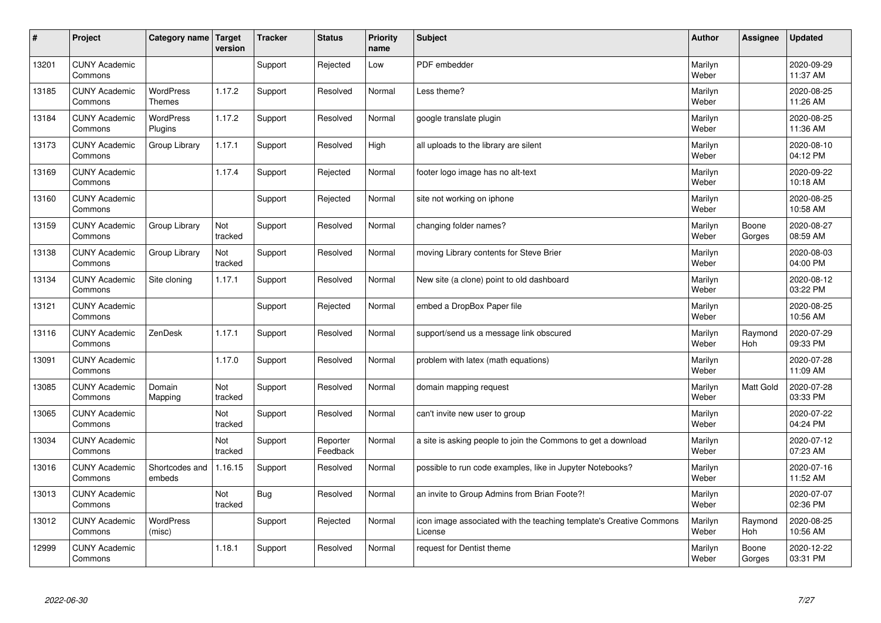| # | Project | Category name | Target version | Tracker | Status | Priority name | Subject | Author | Assignee | Updated |
|---|---|---|---|---|---|---|---|---|---|---|
| 13201 | CUNY Academic Commons | | | Support | Rejected | Low | PDF embedder | Marilyn Weber | | 2020-09-29 11:37 AM |
| 13185 | CUNY Academic Commons | WordPress Themes | 1.17.2 | Support | Resolved | Normal | Less theme? | Marilyn Weber | | 2020-08-25 11:26 AM |
| 13184 | CUNY Academic Commons | WordPress Plugins | 1.17.2 | Support | Resolved | Normal | google translate plugin | Marilyn Weber | | 2020-08-25 11:36 AM |
| 13173 | CUNY Academic Commons | Group Library | 1.17.1 | Support | Resolved | High | all uploads to the library are silent | Marilyn Weber | | 2020-08-10 04:12 PM |
| 13169 | CUNY Academic Commons | | 1.17.4 | Support | Rejected | Normal | footer logo image has no alt-text | Marilyn Weber | | 2020-09-22 10:18 AM |
| 13160 | CUNY Academic Commons | | | Support | Rejected | Normal | site not working on iphone | Marilyn Weber | | 2020-08-25 10:58 AM |
| 13159 | CUNY Academic Commons | Group Library | Not tracked | Support | Resolved | Normal | changing folder names? | Marilyn Weber | Boone Gorges | 2020-08-27 08:59 AM |
| 13138 | CUNY Academic Commons | Group Library | Not tracked | Support | Resolved | Normal | moving Library contents for Steve Brier | Marilyn Weber | | 2020-08-03 04:00 PM |
| 13134 | CUNY Academic Commons | Site cloning | 1.17.1 | Support | Resolved | Normal | New site (a clone) point to old dashboard | Marilyn Weber | | 2020-08-12 03:22 PM |
| 13121 | CUNY Academic Commons | | | Support | Rejected | Normal | embed a DropBox Paper file | Marilyn Weber | | 2020-08-25 10:56 AM |
| 13116 | CUNY Academic Commons | ZenDesk | 1.17.1 | Support | Resolved | Normal | support/send us a message link obscured | Marilyn Weber | Raymond Hoh | 2020-07-29 09:33 PM |
| 13091 | CUNY Academic Commons | | 1.17.0 | Support | Resolved | Normal | problem with latex (math equations) | Marilyn Weber | | 2020-07-28 11:09 AM |
| 13085 | CUNY Academic Commons | Domain Mapping | Not tracked | Support | Resolved | Normal | domain mapping request | Marilyn Weber | Matt Gold | 2020-07-28 03:33 PM |
| 13065 | CUNY Academic Commons | | Not tracked | Support | Resolved | Normal | can't invite new user to group | Marilyn Weber | | 2020-07-22 04:24 PM |
| 13034 | CUNY Academic Commons | | Not tracked | Support | Reporter Feedback | Normal | a site is asking people to join the Commons to get a download | Marilyn Weber | | 2020-07-12 07:23 AM |
| 13016 | CUNY Academic Commons | Shortcodes and embeds | 1.16.15 | Support | Resolved | Normal | possible to run code examples, like in Jupyter Notebooks? | Marilyn Weber | | 2020-07-16 11:52 AM |
| 13013 | CUNY Academic Commons | | Not tracked | Bug | Resolved | Normal | an invite to Group Admins from Brian Foote?! | Marilyn Weber | | 2020-07-07 02:36 PM |
| 13012 | CUNY Academic Commons | WordPress (misc) | | Support | Rejected | Normal | icon image associated with the teaching template's Creative Commons License | Marilyn Weber | Raymond Hoh | 2020-08-25 10:56 AM |
| 12999 | CUNY Academic Commons | | 1.18.1 | Support | Resolved | Normal | request for Dentist theme | Marilyn Weber | Boone Gorges | 2020-12-22 03:31 PM |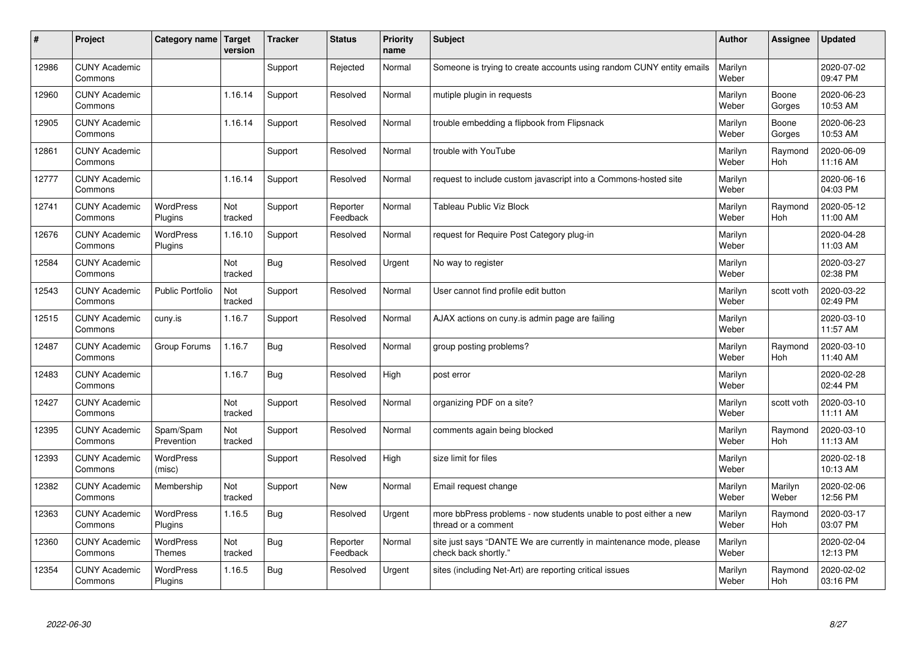| # | Project | Category name | Target version | Tracker | Status | Priority name | Subject | Author | Assignee | Updated |
|---|---|---|---|---|---|---|---|---|---|---|
| 12986 | CUNY Academic Commons | | | Support | Rejected | Normal | Someone is trying to create accounts using random CUNY entity emails | Marilyn Weber | | 2020-07-02 09:47 PM |
| 12960 | CUNY Academic Commons | | 1.16.14 | Support | Resolved | Normal | mutiple plugin in requests | Marilyn Weber | Boone Gorges | 2020-06-23 10:53 AM |
| 12905 | CUNY Academic Commons | | 1.16.14 | Support | Resolved | Normal | trouble embedding a flipbook from Flipsnack | Marilyn Weber | Boone Gorges | 2020-06-23 10:53 AM |
| 12861 | CUNY Academic Commons | | | Support | Resolved | Normal | trouble with YouTube | Marilyn Weber | Raymond Hoh | 2020-06-09 11:16 AM |
| 12777 | CUNY Academic Commons | | 1.16.14 | Support | Resolved | Normal | request to include custom javascript into a Commons-hosted site | Marilyn Weber | | 2020-06-16 04:03 PM |
| 12741 | CUNY Academic Commons | WordPress Plugins | Not tracked | Support | Reporter Feedback | Normal | Tableau Public Viz Block | Marilyn Weber | Raymond Hoh | 2020-05-12 11:00 AM |
| 12676 | CUNY Academic Commons | WordPress Plugins | 1.16.10 | Support | Resolved | Normal | request for Require Post Category plug-in | Marilyn Weber | | 2020-04-28 11:03 AM |
| 12584 | CUNY Academic Commons | | Not tracked | Bug | Resolved | Urgent | No way to register | Marilyn Weber | | 2020-03-27 02:38 PM |
| 12543 | CUNY Academic Commons | Public Portfolio | Not tracked | Support | Resolved | Normal | User cannot find profile edit button | Marilyn Weber | scott voth | 2020-03-22 02:49 PM |
| 12515 | CUNY Academic Commons | cuny.is | 1.16.7 | Support | Resolved | Normal | AJAX actions on cuny.is admin page are failing | Marilyn Weber | | 2020-03-10 11:57 AM |
| 12487 | CUNY Academic Commons | Group Forums | 1.16.7 | Bug | Resolved | Normal | group posting problems? | Marilyn Weber | Raymond Hoh | 2020-03-10 11:40 AM |
| 12483 | CUNY Academic Commons | | 1.16.7 | Bug | Resolved | High | post error | Marilyn Weber | | 2020-02-28 02:44 PM |
| 12427 | CUNY Academic Commons | | Not tracked | Support | Resolved | Normal | organizing PDF on a site? | Marilyn Weber | scott voth | 2020-03-10 11:11 AM |
| 12395 | CUNY Academic Commons | Spam/Spam Prevention | Not tracked | Support | Resolved | Normal | comments again being blocked | Marilyn Weber | Raymond Hoh | 2020-03-10 11:13 AM |
| 12393 | CUNY Academic Commons | WordPress (misc) | | Support | Resolved | High | size limit for files | Marilyn Weber | | 2020-02-18 10:13 AM |
| 12382 | CUNY Academic Commons | Membership | Not tracked | Support | New | Normal | Email request change | Marilyn Weber | Marilyn Weber | 2020-02-06 12:56 PM |
| 12363 | CUNY Academic Commons | WordPress Plugins | 1.16.5 | Bug | Resolved | Urgent | more bbPress problems - now students unable to post either a new thread or a comment | Marilyn Weber | Raymond Hoh | 2020-03-17 03:07 PM |
| 12360 | CUNY Academic Commons | WordPress Themes | Not tracked | Bug | Reporter Feedback | Normal | site just says "DANTE We are currently in maintenance mode, please check back shortly." | Marilyn Weber | | 2020-02-04 12:13 PM |
| 12354 | CUNY Academic Commons | WordPress Plugins | 1.16.5 | Bug | Resolved | Urgent | sites (including Net-Art) are reporting critical issues | Marilyn Weber | Raymond Hoh | 2020-02-02 03:16 PM |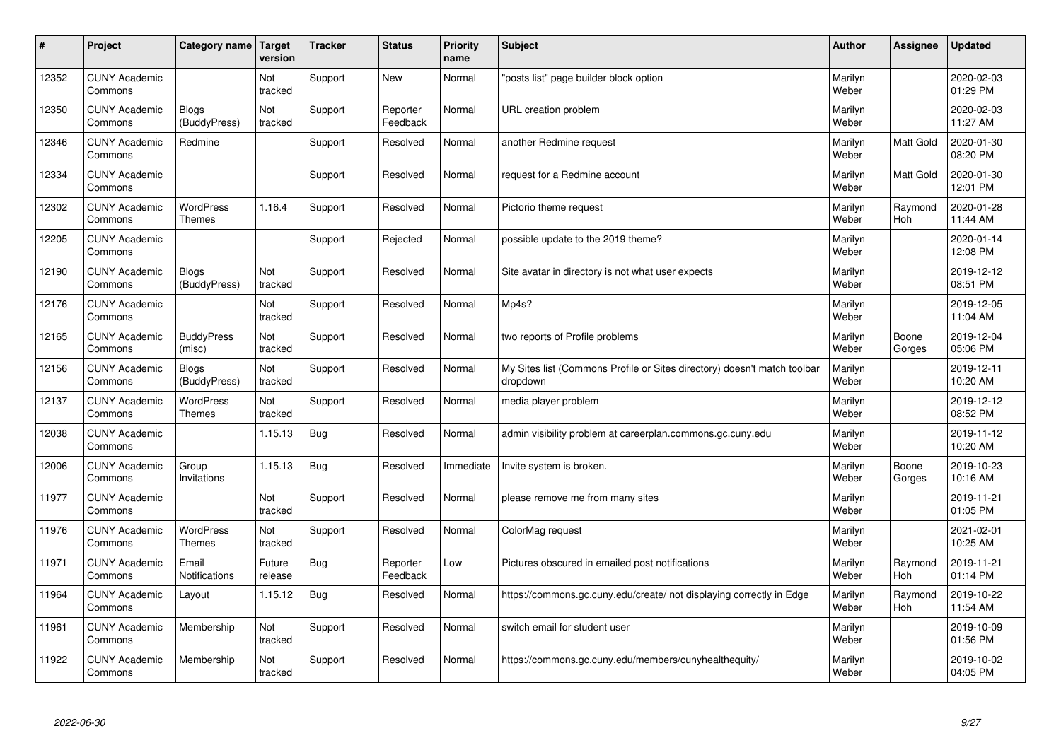| # | Project | Category name | Target version | Tracker | Status | Priority name | Subject | Author | Assignee | Updated |
|---|---|---|---|---|---|---|---|---|---|---|
| 12352 | CUNY Academic Commons | | Not tracked | Support | New | Normal | "posts list" page builder block option | Marilyn Weber | | 2020-02-03 01:29 PM |
| 12350 | CUNY Academic Commons | Blogs (BuddyPress) | Not tracked | Support | Reporter Feedback | Normal | URL creation problem | Marilyn Weber | | 2020-02-03 11:27 AM |
| 12346 | CUNY Academic Commons | Redmine | | Support | Resolved | Normal | another Redmine request | Marilyn Weber | Matt Gold | 2020-01-30 08:20 PM |
| 12334 | CUNY Academic Commons | | | Support | Resolved | Normal | request for a Redmine account | Marilyn Weber | Matt Gold | 2020-01-30 12:01 PM |
| 12302 | CUNY Academic Commons | WordPress Themes | 1.16.4 | Support | Resolved | Normal | Pictorio theme request | Marilyn Weber | Raymond Hoh | 2020-01-28 11:44 AM |
| 12205 | CUNY Academic Commons | | | Support | Rejected | Normal | possible update to the 2019 theme? | Marilyn Weber | | 2020-01-14 12:08 PM |
| 12190 | CUNY Academic Commons | Blogs (BuddyPress) | Not tracked | Support | Resolved | Normal | Site avatar in directory is not what user expects | Marilyn Weber | | 2019-12-12 08:51 PM |
| 12176 | CUNY Academic Commons | | Not tracked | Support | Resolved | Normal | Mp4s? | Marilyn Weber | | 2019-12-05 11:04 AM |
| 12165 | CUNY Academic Commons | BuddyPress (misc) | Not tracked | Support | Resolved | Normal | two reports of Profile problems | Marilyn Weber | Boone Gorges | 2019-12-04 05:06 PM |
| 12156 | CUNY Academic Commons | Blogs (BuddyPress) | Not tracked | Support | Resolved | Normal | My Sites list (Commons Profile or Sites directory) doesn't match toolbar dropdown | Marilyn Weber | | 2019-12-11 10:20 AM |
| 12137 | CUNY Academic Commons | WordPress Themes | Not tracked | Support | Resolved | Normal | media player problem | Marilyn Weber | | 2019-12-12 08:52 PM |
| 12038 | CUNY Academic Commons | | 1.15.13 | Bug | Resolved | Normal | admin visibility problem at careerplan.commons.gc.cuny.edu | Marilyn Weber | | 2019-11-12 10:20 AM |
| 12006 | CUNY Academic Commons | Group Invitations | 1.15.13 | Bug | Resolved | Immediate | Invite system is broken. | Marilyn Weber | Boone Gorges | 2019-10-23 10:16 AM |
| 11977 | CUNY Academic Commons | | Not tracked | Support | Resolved | Normal | please remove me from many sites | Marilyn Weber | | 2019-11-21 01:05 PM |
| 11976 | CUNY Academic Commons | WordPress Themes | Not tracked | Support | Resolved | Normal | ColorMag request | Marilyn Weber | | 2021-02-01 10:25 AM |
| 11971 | CUNY Academic Commons | Email Notifications | Future release | Bug | Reporter Feedback | Low | Pictures obscured in emailed post notifications | Marilyn Weber | Raymond Hoh | 2019-11-21 01:14 PM |
| 11964 | CUNY Academic Commons | Layout | 1.15.12 | Bug | Resolved | Normal | https://commons.gc.cuny.edu/create/ not displaying correctly in Edge | Marilyn Weber | Raymond Hoh | 2019-10-22 11:54 AM |
| 11961 | CUNY Academic Commons | Membership | Not tracked | Support | Resolved | Normal | switch email for student user | Marilyn Weber | | 2019-10-09 01:56 PM |
| 11922 | CUNY Academic Commons | Membership | Not tracked | Support | Resolved | Normal | https://commons.gc.cuny.edu/members/cunyhealthequity/ | Marilyn Weber | | 2019-10-02 04:05 PM |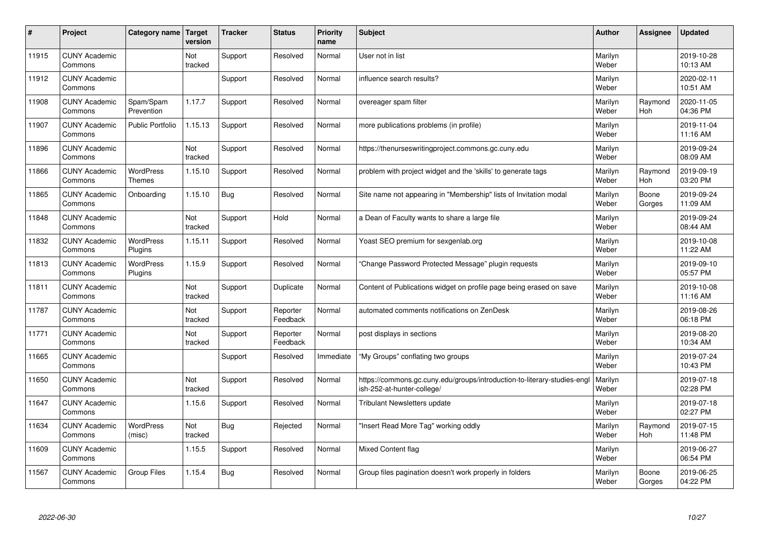| # | Project | Category name | Target version | Tracker | Status | Priority name | Subject | Author | Assignee | Updated |
|---|---|---|---|---|---|---|---|---|---|---|
| 11915 | CUNY Academic Commons | | Not tracked | Support | Resolved | Normal | User not in list | Marilyn Weber | | 2019-10-28 10:13 AM |
| 11912 | CUNY Academic Commons | | | Support | Resolved | Normal | influence search results? | Marilyn Weber | | 2020-02-11 10:51 AM |
| 11908 | CUNY Academic Commons | Spam/Spam Prevention | 1.17.7 | Support | Resolved | Normal | overeager spam filter | Marilyn Weber | Raymond Hoh | 2020-11-05 04:36 PM |
| 11907 | CUNY Academic Commons | Public Portfolio | 1.15.13 | Support | Resolved | Normal | more publications problems (in profile) | Marilyn Weber | | 2019-11-04 11:16 AM |
| 11896 | CUNY Academic Commons | | Not tracked | Support | Resolved | Normal | https://thenurseswritingproject.commons.gc.cuny.edu | Marilyn Weber | | 2019-09-24 08:09 AM |
| 11866 | CUNY Academic Commons | WordPress Themes | 1.15.10 | Support | Resolved | Normal | problem with project widget and the 'skills' to generate tags | Marilyn Weber | Raymond Hoh | 2019-09-19 03:20 PM |
| 11865 | CUNY Academic Commons | Onboarding | 1.15.10 | Bug | Resolved | Normal | Site name not appearing in "Membership" lists of Invitation modal | Marilyn Weber | Boone Gorges | 2019-09-24 11:09 AM |
| 11848 | CUNY Academic Commons | | Not tracked | Support | Hold | Normal | a Dean of Faculty wants to share a large file | Marilyn Weber | | 2019-09-24 08:44 AM |
| 11832 | CUNY Academic Commons | WordPress Plugins | 1.15.11 | Support | Resolved | Normal | Yoast SEO premium for sexgenlab.org | Marilyn Weber | | 2019-10-08 11:22 AM |
| 11813 | CUNY Academic Commons | WordPress Plugins | 1.15.9 | Support | Resolved | Normal | "Change Password Protected Message" plugin requests | Marilyn Weber | | 2019-09-10 05:57 PM |
| 11811 | CUNY Academic Commons | | Not tracked | Support | Duplicate | Normal | Content of Publications widget on profile page being erased on save | Marilyn Weber | | 2019-10-08 11:16 AM |
| 11787 | CUNY Academic Commons | | Not tracked | Support | Reporter Feedback | Normal | automated comments notifications on ZenDesk | Marilyn Weber | | 2019-08-26 06:18 PM |
| 11771 | CUNY Academic Commons | | Not tracked | Support | Reporter Feedback | Normal | post displays in sections | Marilyn Weber | | 2019-08-20 10:34 AM |
| 11665 | CUNY Academic Commons | | | Support | Resolved | Immediate | "My Groups" conflating two groups | Marilyn Weber | | 2019-07-24 10:43 PM |
| 11650 | CUNY Academic Commons | | Not tracked | Support | Resolved | Normal | https://commons.gc.cuny.edu/groups/introduction-to-literary-studies-english-252-at-hunter-college/ | Marilyn Weber | | 2019-07-18 02:28 PM |
| 11647 | CUNY Academic Commons | | 1.15.6 | Support | Resolved | Normal | Tribulant Newsletters update | Marilyn Weber | | 2019-07-18 02:27 PM |
| 11634 | CUNY Academic Commons | WordPress (misc) | Not tracked | Bug | Rejected | Normal | "Insert Read More Tag" working oddly | Marilyn Weber | Raymond Hoh | 2019-07-15 11:48 PM |
| 11609 | CUNY Academic Commons | | 1.15.5 | Support | Resolved | Normal | Mixed Content flag | Marilyn Weber | | 2019-06-27 06:54 PM |
| 11567 | CUNY Academic Commons | Group Files | 1.15.4 | Bug | Resolved | Normal | Group files pagination doesn't work properly in folders | Marilyn Weber | Boone Gorges | 2019-06-25 04:22 PM |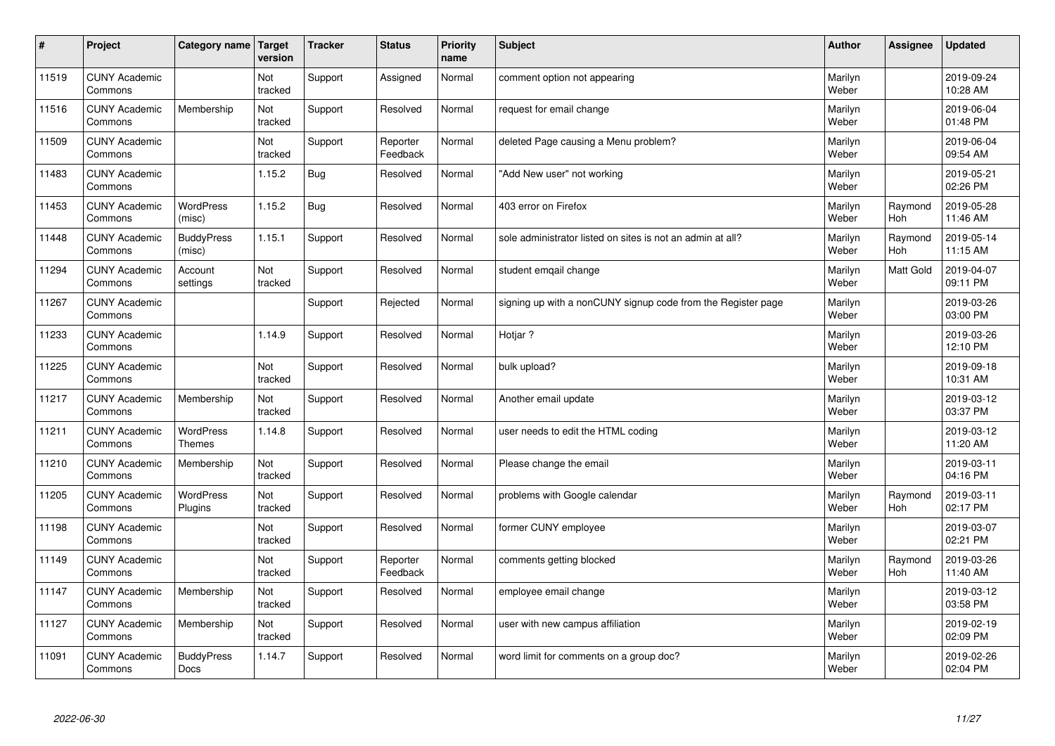| # | Project | Category name | Target version | Tracker | Status | Priority name | Subject | Author | Assignee | Updated |
|---|---|---|---|---|---|---|---|---|---|---|
| 11519 | CUNY Academic Commons | | Not tracked | Support | Assigned | Normal | comment option not appearing | Marilyn Weber | | 2019-09-24 10:28 AM |
| 11516 | CUNY Academic Commons | Membership | Not tracked | Support | Resolved | Normal | request for email change | Marilyn Weber | | 2019-06-04 01:48 PM |
| 11509 | CUNY Academic Commons | | Not tracked | Support | Reporter Feedback | Normal | deleted Page causing a Menu problem? | Marilyn Weber | | 2019-06-04 09:54 AM |
| 11483 | CUNY Academic Commons | | 1.15.2 | Bug | Resolved | Normal | "Add New user" not working | Marilyn Weber | | 2019-05-21 02:26 PM |
| 11453 | CUNY Academic Commons | WordPress (misc) | 1.15.2 | Bug | Resolved | Normal | 403 error on Firefox | Marilyn Weber | Raymond Hoh | 2019-05-28 11:46 AM |
| 11448 | CUNY Academic Commons | BuddyPress (misc) | 1.15.1 | Support | Resolved | Normal | sole administrator listed on sites is not an admin at all? | Marilyn Weber | Raymond Hoh | 2019-05-14 11:15 AM |
| 11294 | CUNY Academic Commons | Account settings | Not tracked | Support | Resolved | Normal | student emqail change | Marilyn Weber | Matt Gold | 2019-04-07 09:11 PM |
| 11267 | CUNY Academic Commons | | | Support | Rejected | Normal | signing up with a nonCUNY signup code from the Register page | Marilyn Weber | | 2019-03-26 03:00 PM |
| 11233 | CUNY Academic Commons | | 1.14.9 | Support | Resolved | Normal | Hotjar ? | Marilyn Weber | | 2019-03-26 12:10 PM |
| 11225 | CUNY Academic Commons | | Not tracked | Support | Resolved | Normal | bulk upload? | Marilyn Weber | | 2019-09-18 10:31 AM |
| 11217 | CUNY Academic Commons | Membership | Not tracked | Support | Resolved | Normal | Another email update | Marilyn Weber | | 2019-03-12 03:37 PM |
| 11211 | CUNY Academic Commons | WordPress Themes | 1.14.8 | Support | Resolved | Normal | user needs to edit the HTML coding | Marilyn Weber | | 2019-03-12 11:20 AM |
| 11210 | CUNY Academic Commons | Membership | Not tracked | Support | Resolved | Normal | Please change the email | Marilyn Weber | | 2019-03-11 04:16 PM |
| 11205 | CUNY Academic Commons | WordPress Plugins | Not tracked | Support | Resolved | Normal | problems with Google calendar | Marilyn Weber | Raymond Hoh | 2019-03-11 02:17 PM |
| 11198 | CUNY Academic Commons | | Not tracked | Support | Resolved | Normal | former CUNY employee | Marilyn Weber | | 2019-03-07 02:21 PM |
| 11149 | CUNY Academic Commons | | Not tracked | Support | Reporter Feedback | Normal | comments getting blocked | Marilyn Weber | Raymond Hoh | 2019-03-26 11:40 AM |
| 11147 | CUNY Academic Commons | Membership | Not tracked | Support | Resolved | Normal | employee email change | Marilyn Weber | | 2019-03-12 03:58 PM |
| 11127 | CUNY Academic Commons | Membership | Not tracked | Support | Resolved | Normal | user with new campus affiliation | Marilyn Weber | | 2019-02-19 02:09 PM |
| 11091 | CUNY Academic Commons | BuddyPress Docs | 1.14.7 | Support | Resolved | Normal | word limit for comments on a group doc? | Marilyn Weber | | 2019-02-26 02:04 PM |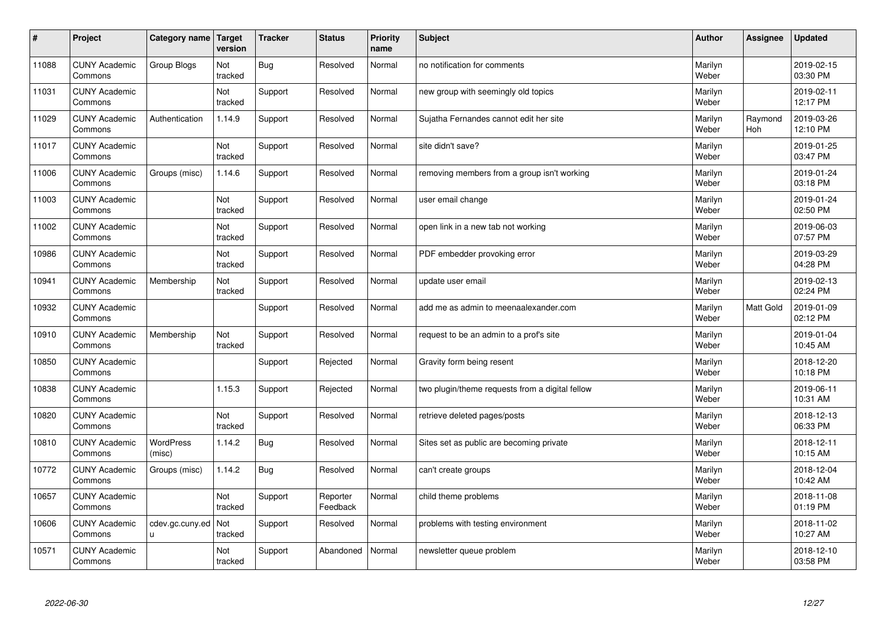| # | Project | Category name | Target version | Tracker | Status | Priority name | Subject | Author | Assignee | Updated |
|---|---|---|---|---|---|---|---|---|---|---|
| 11088 | CUNY Academic Commons | Group Blogs | Not tracked | Bug | Resolved | Normal | no notification for comments | Marilyn Weber | | 2019-02-15 03:30 PM |
| 11031 | CUNY Academic Commons | | Not tracked | Support | Resolved | Normal | new group with seemingly old topics | Marilyn Weber | | 2019-02-11 12:17 PM |
| 11029 | CUNY Academic Commons | Authentication | 1.14.9 | Support | Resolved | Normal | Sujatha Fernandes cannot edit her site | Marilyn Weber | Raymond Hoh | 2019-03-26 12:10 PM |
| 11017 | CUNY Academic Commons | | Not tracked | Support | Resolved | Normal | site didn't save? | Marilyn Weber | | 2019-01-25 03:47 PM |
| 11006 | CUNY Academic Commons | Groups (misc) | 1.14.6 | Support | Resolved | Normal | removing members from a group isn't working | Marilyn Weber | | 2019-01-24 03:18 PM |
| 11003 | CUNY Academic Commons | | Not tracked | Support | Resolved | Normal | user email change | Marilyn Weber | | 2019-01-24 02:50 PM |
| 11002 | CUNY Academic Commons | | Not tracked | Support | Resolved | Normal | open link in a new tab not working | Marilyn Weber | | 2019-06-03 07:57 PM |
| 10986 | CUNY Academic Commons | | Not tracked | Support | Resolved | Normal | PDF embedder provoking error | Marilyn Weber | | 2019-03-29 04:28 PM |
| 10941 | CUNY Academic Commons | Membership | Not tracked | Support | Resolved | Normal | update user email | Marilyn Weber | | 2019-02-13 02:24 PM |
| 10932 | CUNY Academic Commons | | | Support | Resolved | Normal | add me as admin to meenaalexander.com | Marilyn Weber | Matt Gold | 2019-01-09 02:12 PM |
| 10910 | CUNY Academic Commons | Membership | Not tracked | Support | Resolved | Normal | request to be an admin to a prof's site | Marilyn Weber | | 2019-01-04 10:45 AM |
| 10850 | CUNY Academic Commons | | | Support | Rejected | Normal | Gravity form being resent | Marilyn Weber | | 2018-12-20 10:18 PM |
| 10838 | CUNY Academic Commons | | 1.15.3 | Support | Rejected | Normal | two plugin/theme requests from a digital fellow | Marilyn Weber | | 2019-06-11 10:31 AM |
| 10820 | CUNY Academic Commons | | Not tracked | Support | Resolved | Normal | retrieve deleted pages/posts | Marilyn Weber | | 2018-12-13 06:33 PM |
| 10810 | CUNY Academic Commons | WordPress (misc) | 1.14.2 | Bug | Resolved | Normal | Sites set as public are becoming private | Marilyn Weber | | 2018-12-11 10:15 AM |
| 10772 | CUNY Academic Commons | Groups (misc) | 1.14.2 | Bug | Resolved | Normal | can't create groups | Marilyn Weber | | 2018-12-04 10:42 AM |
| 10657 | CUNY Academic Commons | | Not tracked | Support | Reporter Feedback | Normal | child theme problems | Marilyn Weber | | 2018-11-08 01:19 PM |
| 10606 | CUNY Academic Commons | cdev.gc.cuny.edu | Not tracked | Support | Resolved | Normal | problems with testing environment | Marilyn Weber | | 2018-11-02 10:27 AM |
| 10571 | CUNY Academic Commons | | Not tracked | Support | Abandoned | Normal | newsletter queue problem | Marilyn Weber | | 2018-12-10 03:58 PM |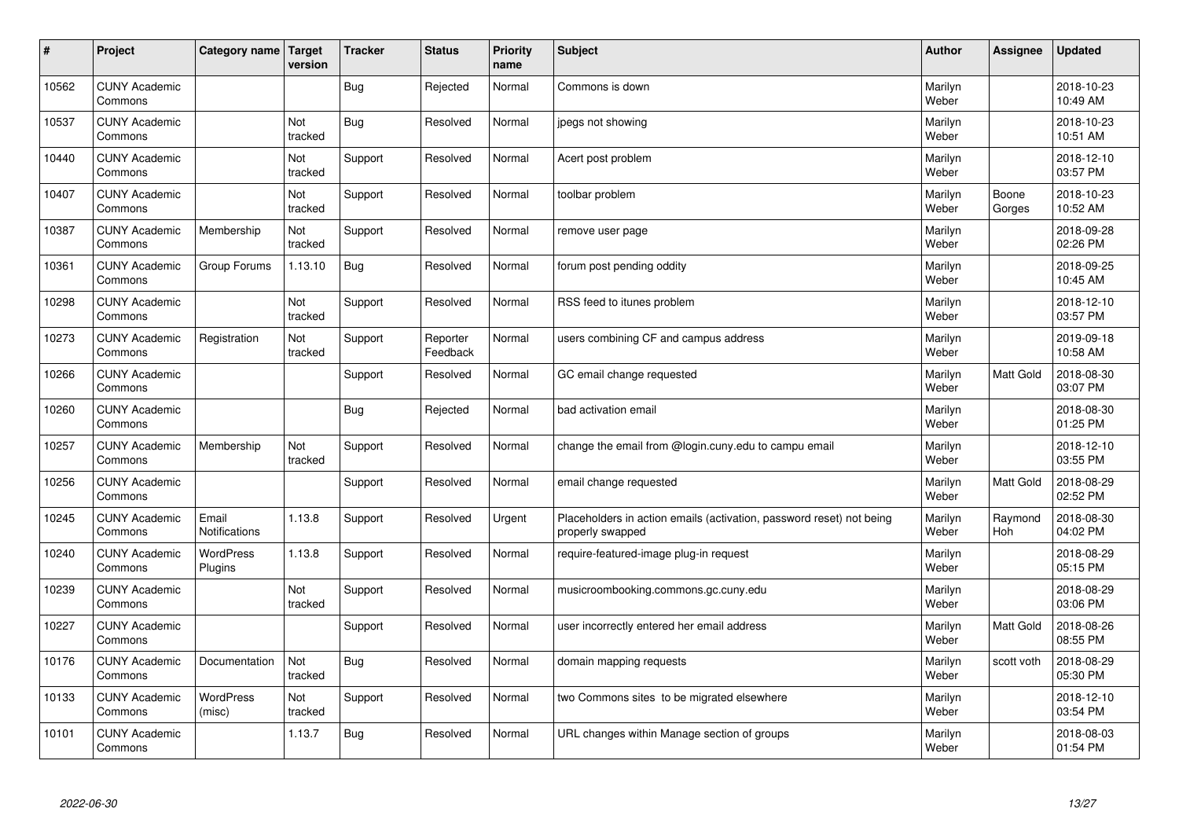| # | Project | Category name | Target version | Tracker | Status | Priority name | Subject | Author | Assignee | Updated |
|---|---|---|---|---|---|---|---|---|---|---|
| 10562 | CUNY Academic Commons | | | Bug | Rejected | Normal | Commons is down | Marilyn Weber | | 2018-10-23 10:49 AM |
| 10537 | CUNY Academic Commons | | Not tracked | Bug | Resolved | Normal | jpegs not showing | Marilyn Weber | | 2018-10-23 10:51 AM |
| 10440 | CUNY Academic Commons | | Not tracked | Support | Resolved | Normal | Acert post problem | Marilyn Weber | | 2018-12-10 03:57 PM |
| 10407 | CUNY Academic Commons | | Not tracked | Support | Resolved | Normal | toolbar problem | Marilyn Weber | Boone Gorges | 2018-10-23 10:52 AM |
| 10387 | CUNY Academic Commons | Membership | Not tracked | Support | Resolved | Normal | remove user page | Marilyn Weber | | 2018-09-28 02:26 PM |
| 10361 | CUNY Academic Commons | Group Forums | 1.13.10 | Bug | Resolved | Normal | forum post pending oddity | Marilyn Weber | | 2018-09-25 10:45 AM |
| 10298 | CUNY Academic Commons | | Not tracked | Support | Resolved | Normal | RSS feed to itunes problem | Marilyn Weber | | 2018-12-10 03:57 PM |
| 10273 | CUNY Academic Commons | Registration | Not tracked | Support | Reporter Feedback | Normal | users combining CF and campus address | Marilyn Weber | | 2019-09-18 10:58 AM |
| 10266 | CUNY Academic Commons | | | Support | Resolved | Normal | GC email change requested | Marilyn Weber | Matt Gold | 2018-08-30 03:07 PM |
| 10260 | CUNY Academic Commons | | | Bug | Rejected | Normal | bad activation email | Marilyn Weber | | 2018-08-30 01:25 PM |
| 10257 | CUNY Academic Commons | Membership | Not tracked | Support | Resolved | Normal | change the email from @login.cuny.edu to campu email | Marilyn Weber | | 2018-12-10 03:55 PM |
| 10256 | CUNY Academic Commons | | | Support | Resolved | Normal | email change requested | Marilyn Weber | Matt Gold | 2018-08-29 02:52 PM |
| 10245 | CUNY Academic Commons | Email Notifications | 1.13.8 | Support | Resolved | Urgent | Placeholders in action emails (activation, password reset) not being properly swapped | Marilyn Weber | Raymond Hoh | 2018-08-30 04:02 PM |
| 10240 | CUNY Academic Commons | WordPress Plugins | 1.13.8 | Support | Resolved | Normal | require-featured-image plug-in request | Marilyn Weber | | 2018-08-29 05:15 PM |
| 10239 | CUNY Academic Commons | | Not tracked | Support | Resolved | Normal | musicroombooking.commons.gc.cuny.edu | Marilyn Weber | | 2018-08-29 03:06 PM |
| 10227 | CUNY Academic Commons | | | Support | Resolved | Normal | user incorrectly entered her email address | Marilyn Weber | Matt Gold | 2018-08-26 08:55 PM |
| 10176 | CUNY Academic Commons | Documentation | Not tracked | Bug | Resolved | Normal | domain mapping requests | Marilyn Weber | scott voth | 2018-08-29 05:30 PM |
| 10133 | CUNY Academic Commons | WordPress (misc) | Not tracked | Support | Resolved | Normal | two Commons sites to be migrated elsewhere | Marilyn Weber | | 2018-12-10 03:54 PM |
| 10101 | CUNY Academic Commons | | 1.13.7 | Bug | Resolved | Normal | URL changes within Manage section of groups | Marilyn Weber | | 2018-08-03 01:54 PM |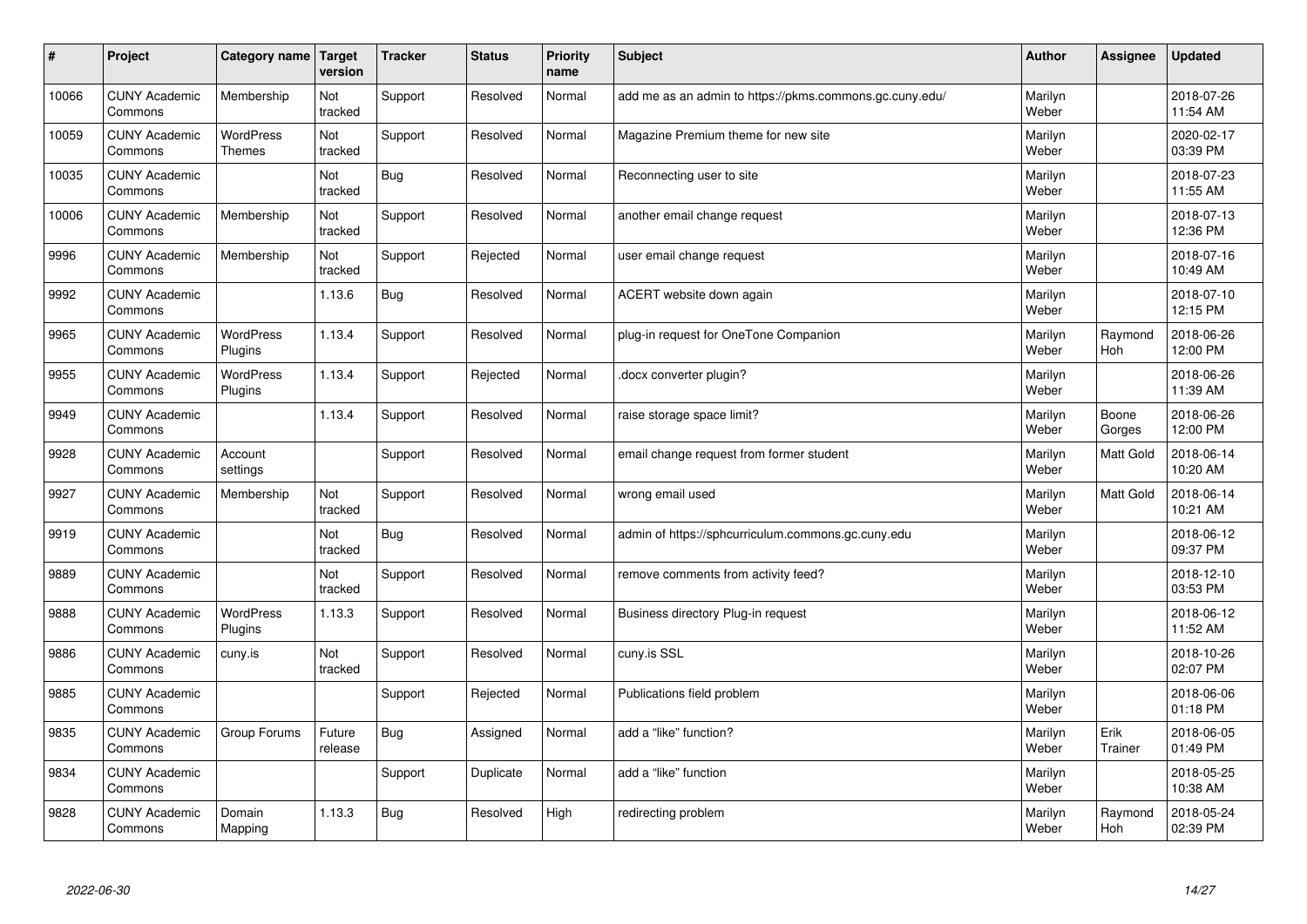| # | Project | Category name | Target version | Tracker | Status | Priority name | Subject | Author | Assignee | Updated |
|---|---|---|---|---|---|---|---|---|---|---|
| 10066 | CUNY Academic Commons | Membership | Not tracked | Support | Resolved | Normal | add me as an admin to https://pkms.commons.gc.cuny.edu/ | Marilyn Weber | | 2018-07-26 11:54 AM |
| 10059 | CUNY Academic Commons | WordPress Themes | Not tracked | Support | Resolved | Normal | Magazine Premium theme for new site | Marilyn Weber | | 2020-02-17 03:39 PM |
| 10035 | CUNY Academic Commons | | Not tracked | Bug | Resolved | Normal | Reconnecting user to site | Marilyn Weber | | 2018-07-23 11:55 AM |
| 10006 | CUNY Academic Commons | Membership | Not tracked | Support | Resolved | Normal | another email change request | Marilyn Weber | | 2018-07-13 12:36 PM |
| 9996 | CUNY Academic Commons | Membership | Not tracked | Support | Rejected | Normal | user email change request | Marilyn Weber | | 2018-07-16 10:49 AM |
| 9992 | CUNY Academic Commons | | 1.13.6 | Bug | Resolved | Normal | ACERT website down again | Marilyn Weber | | 2018-07-10 12:15 PM |
| 9965 | CUNY Academic Commons | WordPress Plugins | 1.13.4 | Support | Resolved | Normal | plug-in request for OneTone Companion | Marilyn Weber | Raymond Hoh | 2018-06-26 12:00 PM |
| 9955 | CUNY Academic Commons | WordPress Plugins | 1.13.4 | Support | Rejected | Normal | .docx converter plugin? | Marilyn Weber | | 2018-06-26 11:39 AM |
| 9949 | CUNY Academic Commons | | 1.13.4 | Support | Resolved | Normal | raise storage space limit? | Marilyn Weber | Boone Gorges | 2018-06-26 12:00 PM |
| 9928 | CUNY Academic Commons | Account settings | | Support | Resolved | Normal | email change request from former student | Marilyn Weber | Matt Gold | 2018-06-14 10:20 AM |
| 9927 | CUNY Academic Commons | Membership | Not tracked | Support | Resolved | Normal | wrong email used | Marilyn Weber | Matt Gold | 2018-06-14 10:21 AM |
| 9919 | CUNY Academic Commons | | Not tracked | Bug | Resolved | Normal | admin of https://sphcurriculum.commons.gc.cuny.edu | Marilyn Weber | | 2018-06-12 09:37 PM |
| 9889 | CUNY Academic Commons | | Not tracked | Support | Resolved | Normal | remove comments from activity feed? | Marilyn Weber | | 2018-12-10 03:53 PM |
| 9888 | CUNY Academic Commons | WordPress Plugins | 1.13.3 | Support | Resolved | Normal | Business directory Plug-in request | Marilyn Weber | | 2018-06-12 11:52 AM |
| 9886 | CUNY Academic Commons | cuny.is | Not tracked | Support | Resolved | Normal | cuny.is SSL | Marilyn Weber | | 2018-10-26 02:07 PM |
| 9885 | CUNY Academic Commons | | | Support | Rejected | Normal | Publications field problem | Marilyn Weber | | 2018-06-06 01:18 PM |
| 9835 | CUNY Academic Commons | Group Forums | Future release | Bug | Assigned | Normal | add a "like" function? | Marilyn Weber | Erik Trainer | 2018-06-05 01:49 PM |
| 9834 | CUNY Academic Commons | | | Support | Duplicate | Normal | add a "like" function | Marilyn Weber | | 2018-05-25 10:38 AM |
| 9828 | CUNY Academic Commons | Domain Mapping | 1.13.3 | Bug | Resolved | High | redirecting problem | Marilyn Weber | Raymond Hoh | 2018-05-24 02:39 PM |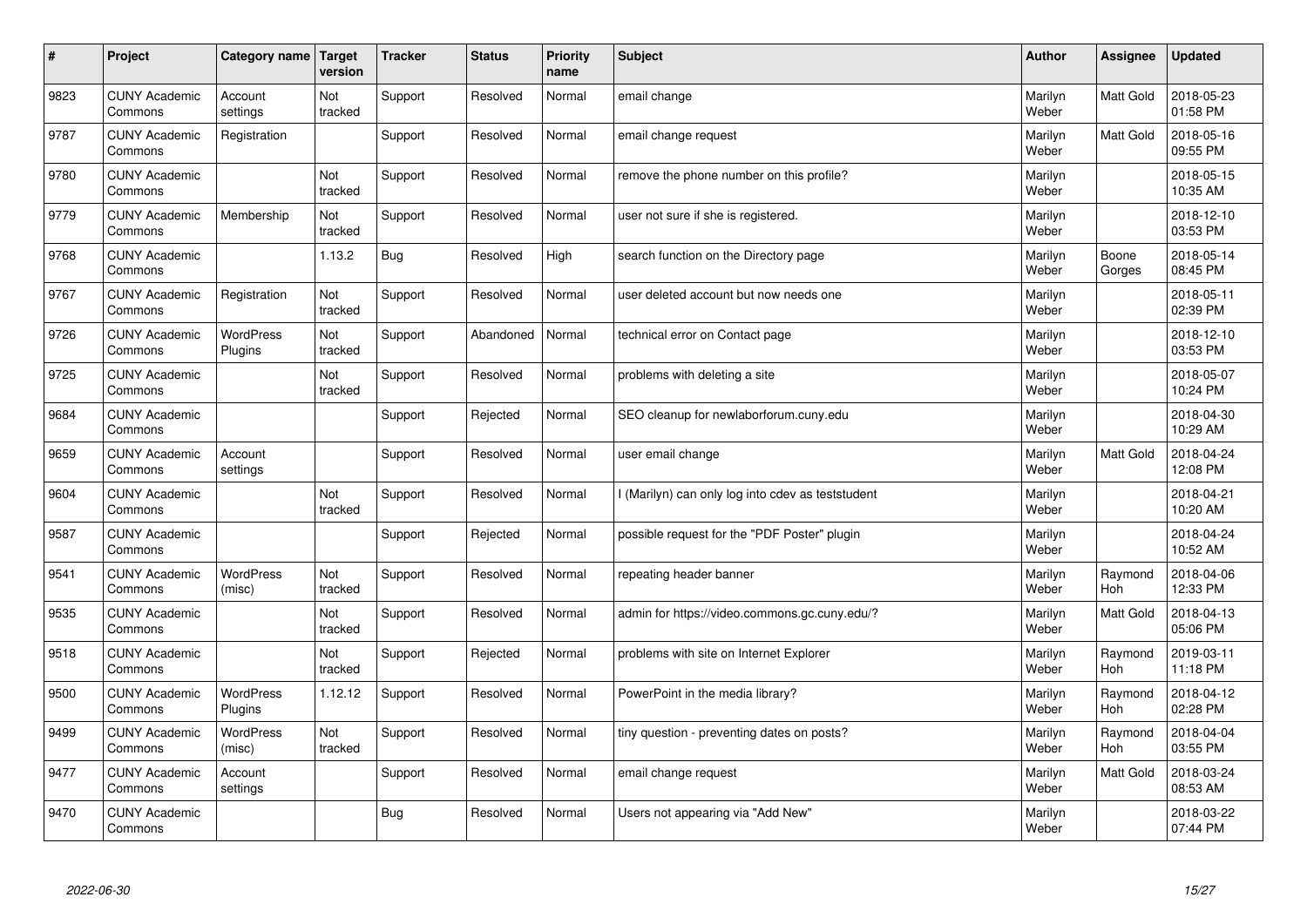| # | Project | Category name | Target version | Tracker | Status | Priority name | Subject | Author | Assignee | Updated |
|---|---|---|---|---|---|---|---|---|---|---|
| 9823 | CUNY Academic Commons | Account settings | Not tracked | Support | Resolved | Normal | email change | Marilyn Weber | Matt Gold | 2018-05-23 01:58 PM |
| 9787 | CUNY Academic Commons | Registration | | Support | Resolved | Normal | email change request | Marilyn Weber | Matt Gold | 2018-05-16 09:55 PM |
| 9780 | CUNY Academic Commons | | Not tracked | Support | Resolved | Normal | remove the phone number on this profile? | Marilyn Weber | | 2018-05-15 10:35 AM |
| 9779 | CUNY Academic Commons | Membership | Not tracked | Support | Resolved | Normal | user not sure if she is registered. | Marilyn Weber | | 2018-12-10 03:53 PM |
| 9768 | CUNY Academic Commons | | 1.13.2 | Bug | Resolved | High | search function on the Directory page | Marilyn Weber | Boone Gorges | 2018-05-14 08:45 PM |
| 9767 | CUNY Academic Commons | Registration | Not tracked | Support | Resolved | Normal | user deleted account but now needs one | Marilyn Weber | | 2018-05-11 02:39 PM |
| 9726 | CUNY Academic Commons | WordPress Plugins | Not tracked | Support | Abandoned | Normal | technical error on Contact page | Marilyn Weber | | 2018-12-10 03:53 PM |
| 9725 | CUNY Academic Commons | | Not tracked | Support | Resolved | Normal | problems with deleting a site | Marilyn Weber | | 2018-05-07 10:24 PM |
| 9684 | CUNY Academic Commons | | | Support | Rejected | Normal | SEO cleanup for newlaborforum.cuny.edu | Marilyn Weber | | 2018-04-30 10:29 AM |
| 9659 | CUNY Academic Commons | Account settings | | Support | Resolved | Normal | user email change | Marilyn Weber | Matt Gold | 2018-04-24 12:08 PM |
| 9604 | CUNY Academic Commons | | Not tracked | Support | Resolved | Normal | I (Marilyn) can only log into cdev as teststudent | Marilyn Weber | | 2018-04-21 10:20 AM |
| 9587 | CUNY Academic Commons | | | Support | Rejected | Normal | possible request for the "PDF Poster" plugin | Marilyn Weber | | 2018-04-24 10:52 AM |
| 9541 | CUNY Academic Commons | WordPress (misc) | Not tracked | Support | Resolved | Normal | repeating header banner | Marilyn Weber | Raymond Hoh | 2018-04-06 12:33 PM |
| 9535 | CUNY Academic Commons | | Not tracked | Support | Resolved | Normal | admin for https://video.commons.gc.cuny.edu/? | Marilyn Weber | Matt Gold | 2018-04-13 05:06 PM |
| 9518 | CUNY Academic Commons | | Not tracked | Support | Rejected | Normal | problems with site on Internet Explorer | Marilyn Weber | Raymond Hoh | 2019-03-11 11:18 PM |
| 9500 | CUNY Academic Commons | WordPress Plugins | 1.12.12 | Support | Resolved | Normal | PowerPoint in the media library? | Marilyn Weber | Raymond Hoh | 2018-04-12 02:28 PM |
| 9499 | CUNY Academic Commons | WordPress (misc) | Not tracked | Support | Resolved | Normal | tiny question - preventing dates on posts? | Marilyn Weber | Raymond Hoh | 2018-04-04 03:55 PM |
| 9477 | CUNY Academic Commons | Account settings | | Support | Resolved | Normal | email change request | Marilyn Weber | Matt Gold | 2018-03-24 08:53 AM |
| 9470 | CUNY Academic Commons | | | Bug | Resolved | Normal | Users not appearing via "Add New" | Marilyn Weber | | 2018-03-22 07:44 PM |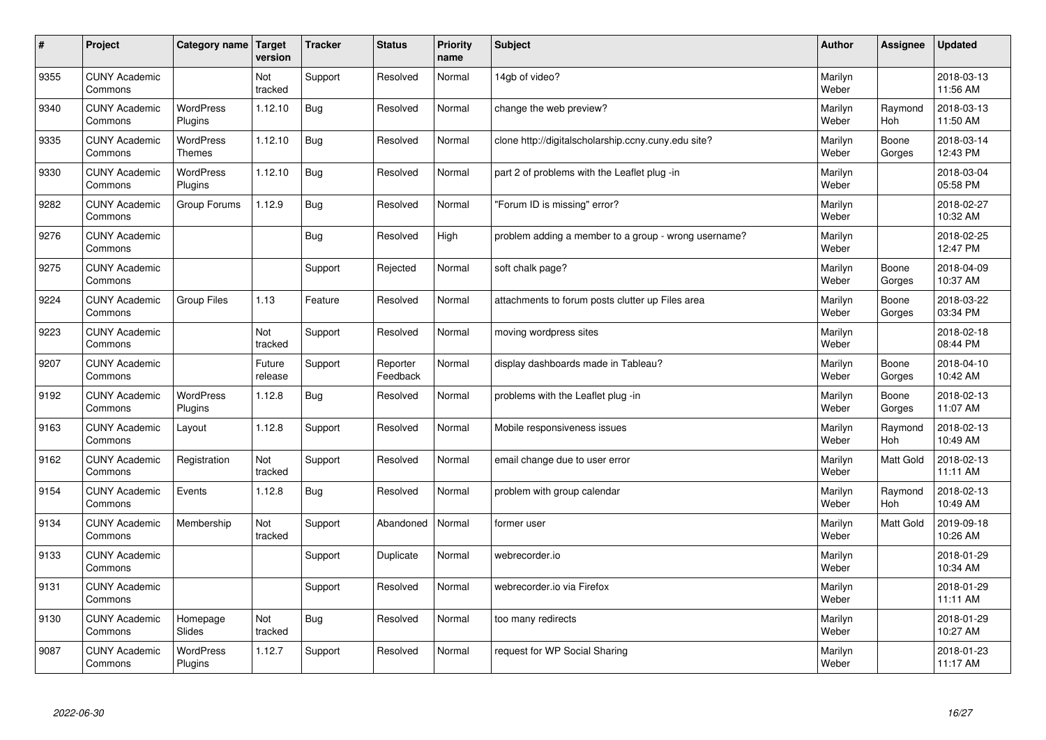| # | Project | Category name | Target version | Tracker | Status | Priority name | Subject | Author | Assignee | Updated |
|---|---|---|---|---|---|---|---|---|---|---|
| 9355 | CUNY Academic Commons | | Not tracked | Support | Resolved | Normal | 14gb of video? | Marilyn Weber | | 2018-03-13 11:56 AM |
| 9340 | CUNY Academic Commons | WordPress Plugins | 1.12.10 | Bug | Resolved | Normal | change the web preview? | Marilyn Weber | Raymond Hoh | 2018-03-13 11:50 AM |
| 9335 | CUNY Academic Commons | WordPress Themes | 1.12.10 | Bug | Resolved | Normal | clone http://digitalscholarship.ccny.cuny.edu site? | Marilyn Weber | Boone Gorges | 2018-03-14 12:43 PM |
| 9330 | CUNY Academic Commons | WordPress Plugins | 1.12.10 | Bug | Resolved | Normal | part 2 of problems with the Leaflet plug -in | Marilyn Weber | | 2018-03-04 05:58 PM |
| 9282 | CUNY Academic Commons | Group Forums | 1.12.9 | Bug | Resolved | Normal | "Forum ID is missing" error? | Marilyn Weber | | 2018-02-27 10:32 AM |
| 9276 | CUNY Academic Commons | | | Bug | Resolved | High | problem adding a member to a group - wrong username? | Marilyn Weber | | 2018-02-25 12:47 PM |
| 9275 | CUNY Academic Commons | | | Support | Rejected | Normal | soft chalk page? | Marilyn Weber | Boone Gorges | 2018-04-09 10:37 AM |
| 9224 | CUNY Academic Commons | Group Files | 1.13 | Feature | Resolved | Normal | attachments to forum posts clutter up Files area | Marilyn Weber | Boone Gorges | 2018-03-22 03:34 PM |
| 9223 | CUNY Academic Commons | | Not tracked | Support | Resolved | Normal | moving wordpress sites | Marilyn Weber | | 2018-02-18 08:44 PM |
| 9207 | CUNY Academic Commons | | Future release | Support | Reporter Feedback | Normal | display dashboards made in Tableau? | Marilyn Weber | Boone Gorges | 2018-04-10 10:42 AM |
| 9192 | CUNY Academic Commons | WordPress Plugins | 1.12.8 | Bug | Resolved | Normal | problems with the Leaflet plug -in | Marilyn Weber | Boone Gorges | 2018-02-13 11:07 AM |
| 9163 | CUNY Academic Commons | Layout | 1.12.8 | Support | Resolved | Normal | Mobile responsiveness issues | Marilyn Weber | Raymond Hoh | 2018-02-13 10:49 AM |
| 9162 | CUNY Academic Commons | Registration | Not tracked | Support | Resolved | Normal | email change due to user error | Marilyn Weber | Matt Gold | 2018-02-13 11:11 AM |
| 9154 | CUNY Academic Commons | Events | 1.12.8 | Bug | Resolved | Normal | problem with group calendar | Marilyn Weber | Raymond Hoh | 2018-02-13 10:49 AM |
| 9134 | CUNY Academic Commons | Membership | Not tracked | Support | Abandoned | Normal | former user | Marilyn Weber | Matt Gold | 2019-09-18 10:26 AM |
| 9133 | CUNY Academic Commons | | | Support | Duplicate | Normal | webrecorder.io | Marilyn Weber | | 2018-01-29 10:34 AM |
| 9131 | CUNY Academic Commons | | | Support | Resolved | Normal | webrecorder.io via Firefox | Marilyn Weber | | 2018-01-29 11:11 AM |
| 9130 | CUNY Academic Commons | Homepage Slides | Not tracked | Bug | Resolved | Normal | too many redirects | Marilyn Weber | | 2018-01-29 10:27 AM |
| 9087 | CUNY Academic Commons | WordPress Plugins | 1.12.7 | Support | Resolved | Normal | request for WP Social Sharing | Marilyn Weber | | 2018-01-23 11:17 AM |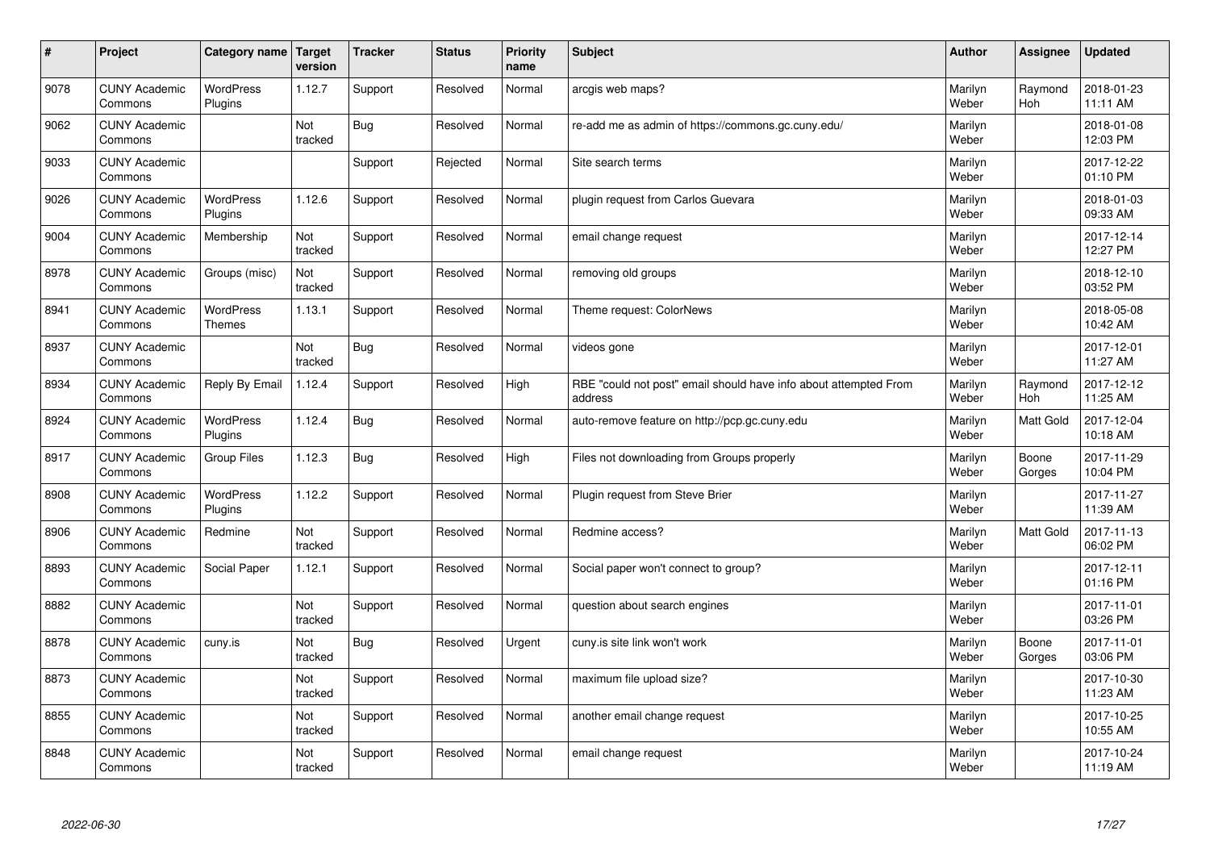| # | Project | Category name | Target version | Tracker | Status | Priority name | Subject | Author | Assignee | Updated |
|---|---|---|---|---|---|---|---|---|---|---|
| 9078 | CUNY Academic Commons | WordPress Plugins | 1.12.7 | Support | Resolved | Normal | arcgis web maps? | Marilyn Weber | Raymond Hoh | 2018-01-23 11:11 AM |
| 9062 | CUNY Academic Commons | | Not tracked | Bug | Resolved | Normal | re-add me as admin of https://commons.gc.cuny.edu/ | Marilyn Weber | | 2018-01-08 12:03 PM |
| 9033 | CUNY Academic Commons | | | Support | Rejected | Normal | Site search terms | Marilyn Weber | | 2017-12-22 01:10 PM |
| 9026 | CUNY Academic Commons | WordPress Plugins | 1.12.6 | Support | Resolved | Normal | plugin request from Carlos Guevara | Marilyn Weber | | 2018-01-03 09:33 AM |
| 9004 | CUNY Academic Commons | Membership | Not tracked | Support | Resolved | Normal | email change request | Marilyn Weber | | 2017-12-14 12:27 PM |
| 8978 | CUNY Academic Commons | Groups (misc) | Not tracked | Support | Resolved | Normal | removing old groups | Marilyn Weber | | 2018-12-10 03:52 PM |
| 8941 | CUNY Academic Commons | WordPress Themes | 1.13.1 | Support | Resolved | Normal | Theme request: ColorNews | Marilyn Weber | | 2018-05-08 10:42 AM |
| 8937 | CUNY Academic Commons | | Not tracked | Bug | Resolved | Normal | videos gone | Marilyn Weber | | 2017-12-01 11:27 AM |
| 8934 | CUNY Academic Commons | Reply By Email | 1.12.4 | Support | Resolved | High | RBE "could not post" email should have info about attempted From address | Marilyn Weber | Raymond Hoh | 2017-12-12 11:25 AM |
| 8924 | CUNY Academic Commons | WordPress Plugins | 1.12.4 | Bug | Resolved | Normal | auto-remove feature on http://pcp.gc.cuny.edu | Marilyn Weber | Matt Gold | 2017-12-04 10:18 AM |
| 8917 | CUNY Academic Commons | Group Files | 1.12.3 | Bug | Resolved | High | Files not downloading from Groups properly | Marilyn Weber | Boone Gorges | 2017-11-29 10:04 PM |
| 8908 | CUNY Academic Commons | WordPress Plugins | 1.12.2 | Support | Resolved | Normal | Plugin request from Steve Brier | Marilyn Weber | | 2017-11-27 11:39 AM |
| 8906 | CUNY Academic Commons | Redmine | Not tracked | Support | Resolved | Normal | Redmine access? | Marilyn Weber | Matt Gold | 2017-11-13 06:02 PM |
| 8893 | CUNY Academic Commons | Social Paper | 1.12.1 | Support | Resolved | Normal | Social paper won't connect to group? | Marilyn Weber | | 2017-12-11 01:16 PM |
| 8882 | CUNY Academic Commons | | Not tracked | Support | Resolved | Normal | question about search engines | Marilyn Weber | | 2017-11-01 03:26 PM |
| 8878 | CUNY Academic Commons | cuny.is | Not tracked | Bug | Resolved | Urgent | cuny.is site link won't work | Marilyn Weber | Boone Gorges | 2017-11-01 03:06 PM |
| 8873 | CUNY Academic Commons | | Not tracked | Support | Resolved | Normal | maximum file upload size? | Marilyn Weber | | 2017-10-30 11:23 AM |
| 8855 | CUNY Academic Commons | | Not tracked | Support | Resolved | Normal | another email change request | Marilyn Weber | | 2017-10-25 10:55 AM |
| 8848 | CUNY Academic Commons | | Not tracked | Support | Resolved | Normal | email change request | Marilyn Weber | | 2017-10-24 11:19 AM |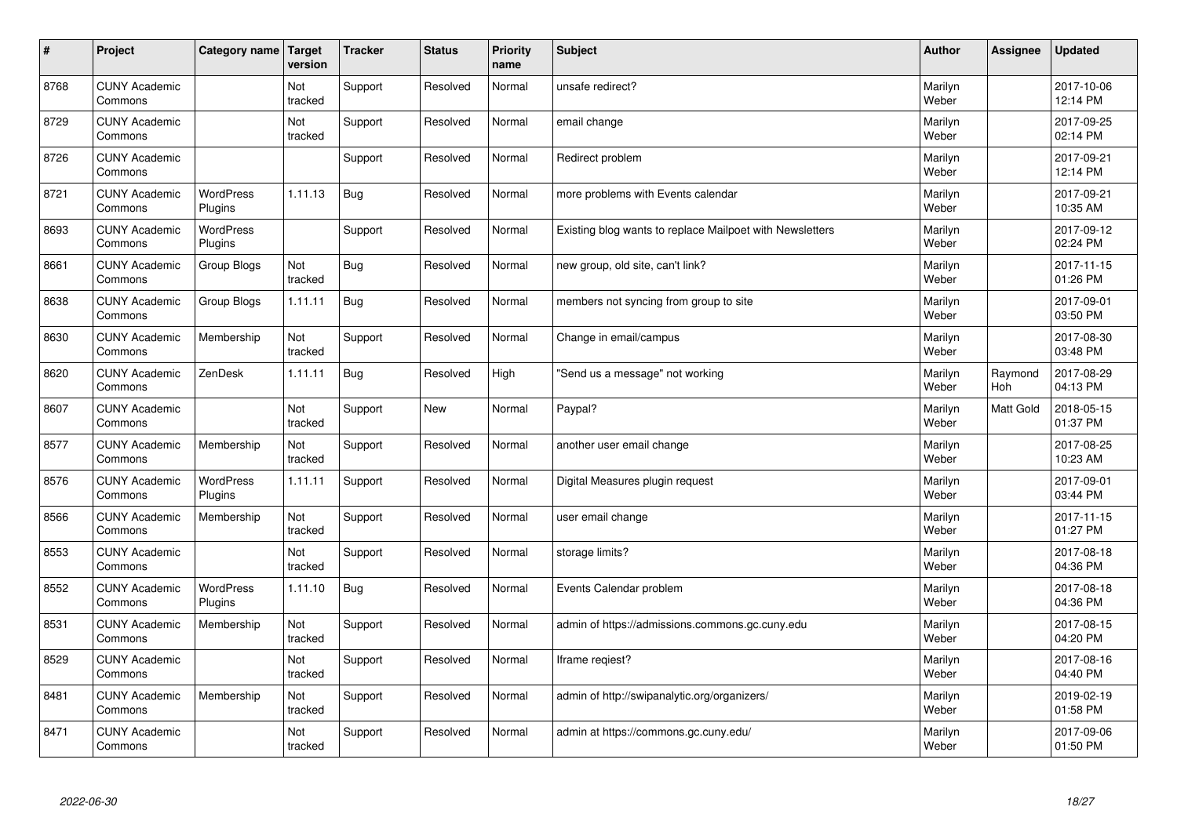| # | Project | Category name | Target version | Tracker | Status | Priority name | Subject | Author | Assignee | Updated |
|---|---|---|---|---|---|---|---|---|---|---|
| 8768 | CUNY Academic Commons | | Not tracked | Support | Resolved | Normal | unsafe redirect? | Marilyn Weber | | 2017-10-06 12:14 PM |
| 8729 | CUNY Academic Commons | | Not tracked | Support | Resolved | Normal | email change | Marilyn Weber | | 2017-09-25 02:14 PM |
| 8726 | CUNY Academic Commons | | | Support | Resolved | Normal | Redirect problem | Marilyn Weber | | 2017-09-21 12:14 PM |
| 8721 | CUNY Academic Commons | WordPress Plugins | 1.11.13 | Bug | Resolved | Normal | more problems with Events calendar | Marilyn Weber | | 2017-09-21 10:35 AM |
| 8693 | CUNY Academic Commons | WordPress Plugins | | Support | Resolved | Normal | Existing blog wants to replace Mailpoet with Newsletters | Marilyn Weber | | 2017-09-12 02:24 PM |
| 8661 | CUNY Academic Commons | Group Blogs | Not tracked | Bug | Resolved | Normal | new group, old site, can't link? | Marilyn Weber | | 2017-11-15 01:26 PM |
| 8638 | CUNY Academic Commons | Group Blogs | 1.11.11 | Bug | Resolved | Normal | members not syncing from group to site | Marilyn Weber | | 2017-09-01 03:50 PM |
| 8630 | CUNY Academic Commons | Membership | Not tracked | Support | Resolved | Normal | Change in email/campus | Marilyn Weber | | 2017-08-30 03:48 PM |
| 8620 | CUNY Academic Commons | ZenDesk | 1.11.11 | Bug | Resolved | High | "Send us a message" not working | Marilyn Weber | Raymond Hoh | 2017-08-29 04:13 PM |
| 8607 | CUNY Academic Commons | | Not tracked | Support | New | Normal | Paypal? | Marilyn Weber | Matt Gold | 2018-05-15 01:37 PM |
| 8577 | CUNY Academic Commons | Membership | Not tracked | Support | Resolved | Normal | another user email change | Marilyn Weber | | 2017-08-25 10:23 AM |
| 8576 | CUNY Academic Commons | WordPress Plugins | 1.11.11 | Support | Resolved | Normal | Digital Measures plugin request | Marilyn Weber | | 2017-09-01 03:44 PM |
| 8566 | CUNY Academic Commons | Membership | Not tracked | Support | Resolved | Normal | user email change | Marilyn Weber | | 2017-11-15 01:27 PM |
| 8553 | CUNY Academic Commons | | Not tracked | Support | Resolved | Normal | storage limits? | Marilyn Weber | | 2017-08-18 04:36 PM |
| 8552 | CUNY Academic Commons | WordPress Plugins | 1.11.10 | Bug | Resolved | Normal | Events Calendar problem | Marilyn Weber | | 2017-08-18 04:36 PM |
| 8531 | CUNY Academic Commons | Membership | Not tracked | Support | Resolved | Normal | admin of https://admissions.commons.gc.cuny.edu | Marilyn Weber | | 2017-08-15 04:20 PM |
| 8529 | CUNY Academic Commons | | Not tracked | Support | Resolved | Normal | Iframe reqiest? | Marilyn Weber | | 2017-08-16 04:40 PM |
| 8481 | CUNY Academic Commons | Membership | Not tracked | Support | Resolved | Normal | admin of http://swipanalytic.org/organizers/ | Marilyn Weber | | 2019-02-19 01:58 PM |
| 8471 | CUNY Academic Commons | | Not tracked | Support | Resolved | Normal | admin at https://commons.gc.cuny.edu/ | Marilyn Weber | | 2017-09-06 01:50 PM |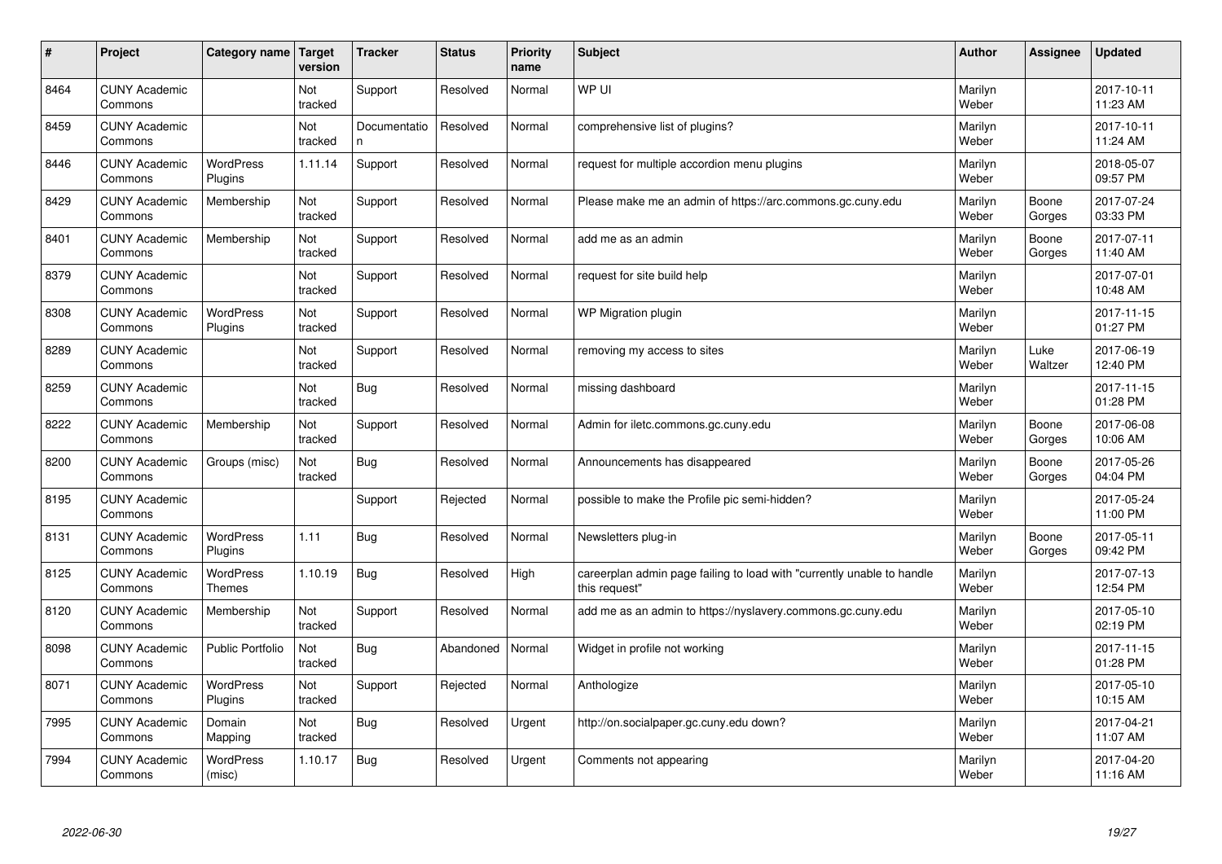| # | Project | Category name | Target version | Tracker | Status | Priority name | Subject | Author | Assignee | Updated |
|---|---|---|---|---|---|---|---|---|---|---|
| 8464 | CUNY Academic Commons | | Not tracked | Support | Resolved | Normal | WP UI | Marilyn Weber | | 2017-10-11 11:23 AM |
| 8459 | CUNY Academic Commons | | Not tracked | Documentation | Resolved | Normal | comprehensive list of plugins? | Marilyn Weber | | 2017-10-11 11:24 AM |
| 8446 | CUNY Academic Commons | WordPress Plugins | 1.11.14 | Support | Resolved | Normal | request for multiple accordion menu plugins | Marilyn Weber | | 2018-05-07 09:57 PM |
| 8429 | CUNY Academic Commons | Membership | Not tracked | Support | Resolved | Normal | Please make me an admin of https://arc.commons.gc.cuny.edu | Marilyn Weber | Boone Gorges | 2017-07-24 03:33 PM |
| 8401 | CUNY Academic Commons | Membership | Not tracked | Support | Resolved | Normal | add me as an admin | Marilyn Weber | Boone Gorges | 2017-07-11 11:40 AM |
| 8379 | CUNY Academic Commons | | Not tracked | Support | Resolved | Normal | request for site build help | Marilyn Weber | | 2017-07-01 10:48 AM |
| 8308 | CUNY Academic Commons | WordPress Plugins | Not tracked | Support | Resolved | Normal | WP Migration plugin | Marilyn Weber | | 2017-11-15 01:27 PM |
| 8289 | CUNY Academic Commons | | Not tracked | Support | Resolved | Normal | removing my access to sites | Marilyn Weber | Luke Waltzer | 2017-06-19 12:40 PM |
| 8259 | CUNY Academic Commons | | Not tracked | Bug | Resolved | Normal | missing dashboard | Marilyn Weber | | 2017-11-15 01:28 PM |
| 8222 | CUNY Academic Commons | Membership | Not tracked | Support | Resolved | Normal | Admin for iletc.commons.gc.cuny.edu | Marilyn Weber | Boone Gorges | 2017-06-08 10:06 AM |
| 8200 | CUNY Academic Commons | Groups (misc) | Not tracked | Bug | Resolved | Normal | Announcements has disappeared | Marilyn Weber | Boone Gorges | 2017-05-26 04:04 PM |
| 8195 | CUNY Academic Commons | | | Support | Rejected | Normal | possible to make the Profile pic semi-hidden? | Marilyn Weber | | 2017-05-24 11:00 PM |
| 8131 | CUNY Academic Commons | WordPress Plugins | 1.11 | Bug | Resolved | Normal | Newsletters plug-in | Marilyn Weber | Boone Gorges | 2017-05-11 09:42 PM |
| 8125 | CUNY Academic Commons | WordPress Themes | 1.10.19 | Bug | Resolved | High | careerplan admin page failing to load with "currently unable to handle this request" | Marilyn Weber | | 2017-07-13 12:54 PM |
| 8120 | CUNY Academic Commons | Membership | Not tracked | Support | Resolved | Normal | add me as an admin to https://nyslavery.commons.gc.cuny.edu | Marilyn Weber | | 2017-05-10 02:19 PM |
| 8098 | CUNY Academic Commons | Public Portfolio | Not tracked | Bug | Abandoned | Normal | Widget in profile not working | Marilyn Weber | | 2017-11-15 01:28 PM |
| 8071 | CUNY Academic Commons | WordPress Plugins | Not tracked | Support | Rejected | Normal | Anthologize | Marilyn Weber | | 2017-05-10 10:15 AM |
| 7995 | CUNY Academic Commons | Domain Mapping | Not tracked | Bug | Resolved | Urgent | http://on.socialpaper.gc.cuny.edu down? | Marilyn Weber | | 2017-04-21 11:07 AM |
| 7994 | CUNY Academic Commons | WordPress (misc) | 1.10.17 | Bug | Resolved | Urgent | Comments not appearing | Marilyn Weber | | 2017-04-20 11:16 AM |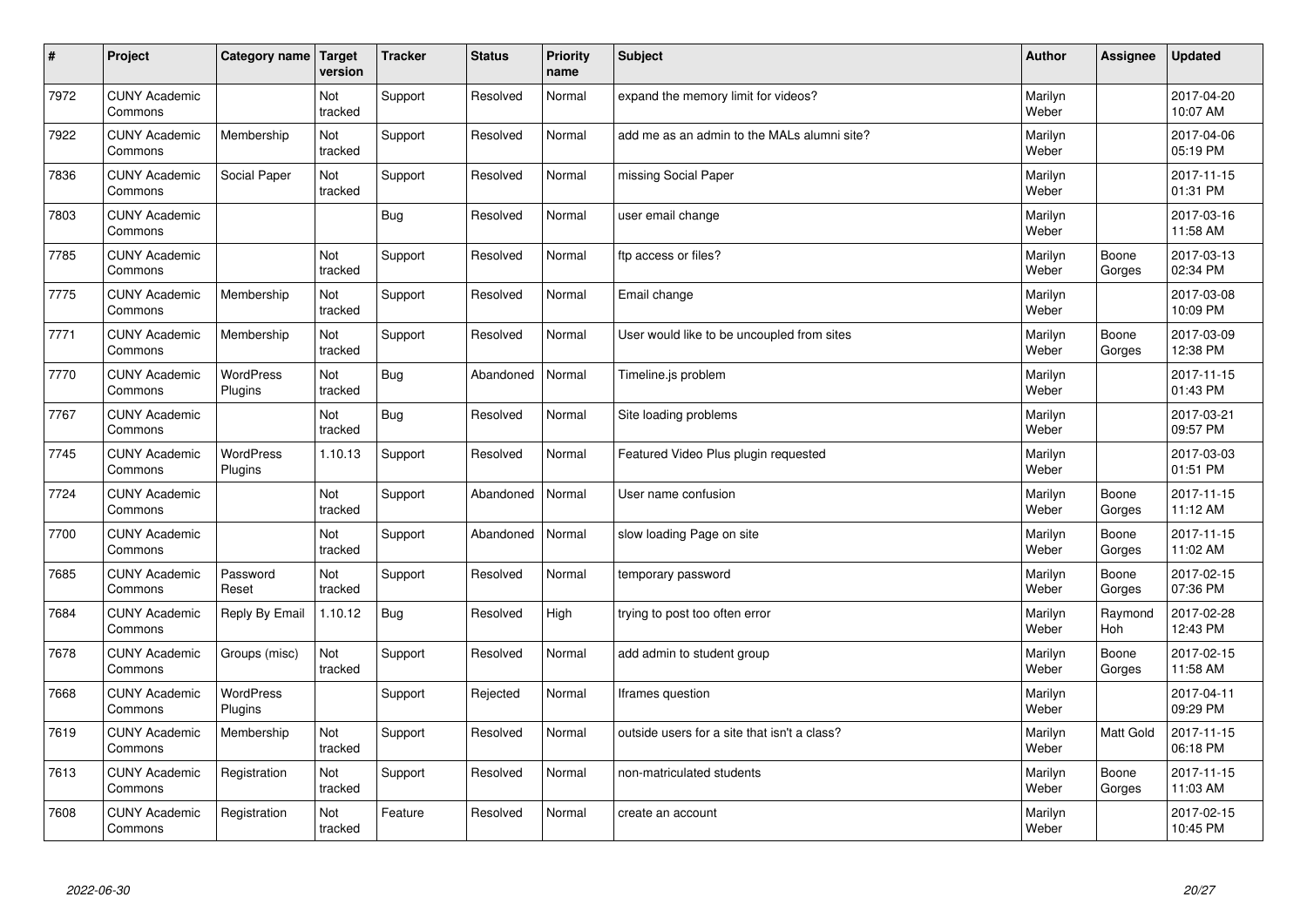| # | Project | Category name | Target version | Tracker | Status | Priority name | Subject | Author | Assignee | Updated |
|---|---|---|---|---|---|---|---|---|---|---|
| 7972 | CUNY Academic Commons | | Not tracked | Support | Resolved | Normal | expand the memory limit for videos? | Marilyn Weber | | 2017-04-20 10:07 AM |
| 7922 | CUNY Academic Commons | Membership | Not tracked | Support | Resolved | Normal | add me as an admin to the MALs alumni site? | Marilyn Weber | | 2017-04-06 05:19 PM |
| 7836 | CUNY Academic Commons | Social Paper | Not tracked | Support | Resolved | Normal | missing Social Paper | Marilyn Weber | | 2017-11-15 01:31 PM |
| 7803 | CUNY Academic Commons | | | Bug | Resolved | Normal | user email change | Marilyn Weber | | 2017-03-16 11:58 AM |
| 7785 | CUNY Academic Commons | | Not tracked | Support | Resolved | Normal | ftp access or files? | Marilyn Weber | Boone Gorges | 2017-03-13 02:34 PM |
| 7775 | CUNY Academic Commons | Membership | Not tracked | Support | Resolved | Normal | Email change | Marilyn Weber | | 2017-03-08 10:09 PM |
| 7771 | CUNY Academic Commons | Membership | Not tracked | Support | Resolved | Normal | User would like to be uncoupled from sites | Marilyn Weber | Boone Gorges | 2017-03-09 12:38 PM |
| 7770 | CUNY Academic Commons | WordPress Plugins | Not tracked | Bug | Abandoned | Normal | Timeline.js problem | Marilyn Weber | | 2017-11-15 01:43 PM |
| 7767 | CUNY Academic Commons | | Not tracked | Bug | Resolved | Normal | Site loading problems | Marilyn Weber | | 2017-03-21 09:57 PM |
| 7745 | CUNY Academic Commons | WordPress Plugins | 1.10.13 | Support | Resolved | Normal | Featured Video Plus plugin requested | Marilyn Weber | | 2017-03-03 01:51 PM |
| 7724 | CUNY Academic Commons | | Not tracked | Support | Abandoned | Normal | User name confusion | Marilyn Weber | Boone Gorges | 2017-11-15 11:12 AM |
| 7700 | CUNY Academic Commons | | Not tracked | Support | Abandoned | Normal | slow loading Page on site | Marilyn Weber | Boone Gorges | 2017-11-15 11:02 AM |
| 7685 | CUNY Academic Commons | Password Reset | Not tracked | Support | Resolved | Normal | temporary password | Marilyn Weber | Boone Gorges | 2017-02-15 07:36 PM |
| 7684 | CUNY Academic Commons | Reply By Email | 1.10.12 | Bug | Resolved | High | trying to post too often error | Marilyn Weber | Raymond Hoh | 2017-02-28 12:43 PM |
| 7678 | CUNY Academic Commons | Groups (misc) | Not tracked | Support | Resolved | Normal | add admin to student group | Marilyn Weber | Boone Gorges | 2017-02-15 11:58 AM |
| 7668 | CUNY Academic Commons | WordPress Plugins | | Support | Rejected | Normal | Iframes question | Marilyn Weber | | 2017-04-11 09:29 PM |
| 7619 | CUNY Academic Commons | Membership | Not tracked | Support | Resolved | Normal | outside users for a site that isn't a class? | Marilyn Weber | Matt Gold | 2017-11-15 06:18 PM |
| 7613 | CUNY Academic Commons | Registration | Not tracked | Support | Resolved | Normal | non-matriculated students | Marilyn Weber | Boone Gorges | 2017-11-15 11:03 AM |
| 7608 | CUNY Academic Commons | Registration | Not tracked | Feature | Resolved | Normal | create an account | Marilyn Weber | | 2017-02-15 10:45 PM |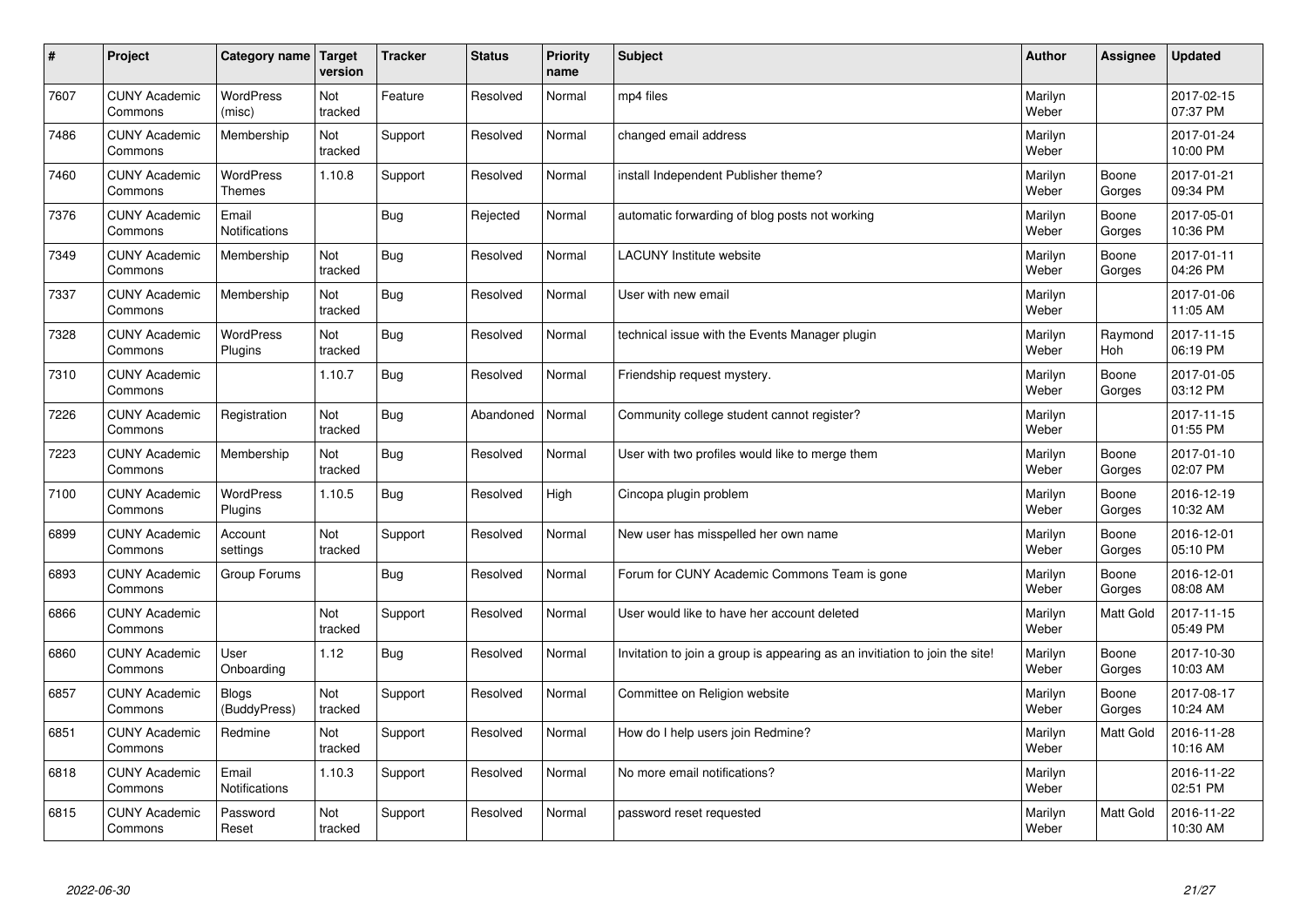| # | Project | Category name | Target version | Tracker | Status | Priority name | Subject | Author | Assignee | Updated |
|---|---|---|---|---|---|---|---|---|---|---|
| 7607 | CUNY Academic Commons | WordPress (misc) | Not tracked | Feature | Resolved | Normal | mp4 files | Marilyn Weber | | 2017-02-15 07:37 PM |
| 7486 | CUNY Academic Commons | Membership | Not tracked | Support | Resolved | Normal | changed email address | Marilyn Weber | | 2017-01-24 10:00 PM |
| 7460 | CUNY Academic Commons | WordPress Themes | 1.10.8 | Support | Resolved | Normal | install Independent Publisher theme? | Marilyn Weber | Boone Gorges | 2017-01-21 09:34 PM |
| 7376 | CUNY Academic Commons | Email Notifications | | Bug | Rejected | Normal | automatic forwarding of blog posts not working | Marilyn Weber | Boone Gorges | 2017-05-01 10:36 PM |
| 7349 | CUNY Academic Commons | Membership | Not tracked | Bug | Resolved | Normal | LACUNY Institute website | Marilyn Weber | Boone Gorges | 2017-01-11 04:26 PM |
| 7337 | CUNY Academic Commons | Membership | Not tracked | Bug | Resolved | Normal | User with new email | Marilyn Weber | | 2017-01-06 11:05 AM |
| 7328 | CUNY Academic Commons | WordPress Plugins | Not tracked | Bug | Resolved | Normal | technical issue with the Events Manager plugin | Marilyn Weber | Raymond Hoh | 2017-11-15 06:19 PM |
| 7310 | CUNY Academic Commons | | 1.10.7 | Bug | Resolved | Normal | Friendship request mystery. | Marilyn Weber | Boone Gorges | 2017-01-05 03:12 PM |
| 7226 | CUNY Academic Commons | Registration | Not tracked | Bug | Abandoned | Normal | Community college student cannot register? | Marilyn Weber | | 2017-11-15 01:55 PM |
| 7223 | CUNY Academic Commons | Membership | Not tracked | Bug | Resolved | Normal | User with two profiles would like to merge them | Marilyn Weber | Boone Gorges | 2017-01-10 02:07 PM |
| 7100 | CUNY Academic Commons | WordPress Plugins | 1.10.5 | Bug | Resolved | High | Cincopa plugin problem | Marilyn Weber | Boone Gorges | 2016-12-19 10:32 AM |
| 6899 | CUNY Academic Commons | Account settings | Not tracked | Support | Resolved | Normal | New user has misspelled her own name | Marilyn Weber | Boone Gorges | 2016-12-01 05:10 PM |
| 6893 | CUNY Academic Commons | Group Forums | | Bug | Resolved | Normal | Forum for CUNY Academic Commons Team is gone | Marilyn Weber | Boone Gorges | 2016-12-01 08:08 AM |
| 6866 | CUNY Academic Commons | | Not tracked | Support | Resolved | Normal | User would like to have her account deleted | Marilyn Weber | Matt Gold | 2017-11-15 05:49 PM |
| 6860 | CUNY Academic Commons | User Onboarding | 1.12 | Bug | Resolved | Normal | Invitation to join a group is appearing as an invitiation to join the site! | Marilyn Weber | Boone Gorges | 2017-10-30 10:03 AM |
| 6857 | CUNY Academic Commons | Blogs (BuddyPress) | Not tracked | Support | Resolved | Normal | Committee on Religion website | Marilyn Weber | Boone Gorges | 2017-08-17 10:24 AM |
| 6851 | CUNY Academic Commons | Redmine | Not tracked | Support | Resolved | Normal | How do I help users join Redmine? | Marilyn Weber | Matt Gold | 2016-11-28 10:16 AM |
| 6818 | CUNY Academic Commons | Email Notifications | 1.10.3 | Support | Resolved | Normal | No more email notifications? | Marilyn Weber | | 2016-11-22 02:51 PM |
| 6815 | CUNY Academic Commons | Password Reset | Not tracked | Support | Resolved | Normal | password reset requested | Marilyn Weber | Matt Gold | 2016-11-22 10:30 AM |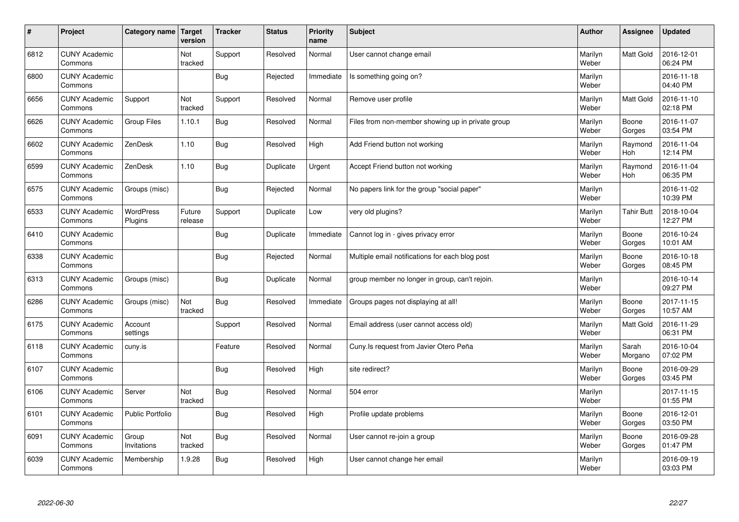| # | Project | Category name | Target version | Tracker | Status | Priority name | Subject | Author | Assignee | Updated |
|---|---|---|---|---|---|---|---|---|---|---|
| 6812 | CUNY Academic Commons | | Not tracked | Support | Resolved | Normal | User cannot change email | Marilyn Weber | Matt Gold | 2016-12-01 06:24 PM |
| 6800 | CUNY Academic Commons | | | Bug | Rejected | Immediate | Is something going on? | Marilyn Weber | | 2016-11-18 04:40 PM |
| 6656 | CUNY Academic Commons | Support | Not tracked | Support | Resolved | Normal | Remove user profile | Marilyn Weber | Matt Gold | 2016-11-10 02:18 PM |
| 6626 | CUNY Academic Commons | Group Files | 1.10.1 | Bug | Resolved | Normal | Files from non-member showing up in private group | Marilyn Weber | Boone Gorges | 2016-11-07 03:54 PM |
| 6602 | CUNY Academic Commons | ZenDesk | 1.10 | Bug | Resolved | High | Add Friend button not working | Marilyn Weber | Raymond Hoh | 2016-11-04 12:14 PM |
| 6599 | CUNY Academic Commons | ZenDesk | 1.10 | Bug | Duplicate | Urgent | Accept Friend button not working | Marilyn Weber | Raymond Hoh | 2016-11-04 06:35 PM |
| 6575 | CUNY Academic Commons | Groups (misc) | | Bug | Rejected | Normal | No papers link for the group "social paper" | Marilyn Weber | | 2016-11-02 10:39 PM |
| 6533 | CUNY Academic Commons | WordPress Plugins | Future release | Support | Duplicate | Low | very old plugins? | Marilyn Weber | Tahir Butt | 2018-10-04 12:27 PM |
| 6410 | CUNY Academic Commons | | | Bug | Duplicate | Immediate | Cannot log in - gives privacy error | Marilyn Weber | Boone Gorges | 2016-10-24 10:01 AM |
| 6338 | CUNY Academic Commons | | | Bug | Rejected | Normal | Multiple email notifications for each blog post | Marilyn Weber | Boone Gorges | 2016-10-18 08:45 PM |
| 6313 | CUNY Academic Commons | Groups (misc) | | Bug | Duplicate | Normal | group member no longer in group, can't rejoin. | Marilyn Weber | | 2016-10-14 09:27 PM |
| 6286 | CUNY Academic Commons | Groups (misc) | Not tracked | Bug | Resolved | Immediate | Groups pages not displaying at all! | Marilyn Weber | Boone Gorges | 2017-11-15 10:57 AM |
| 6175 | CUNY Academic Commons | Account settings | | Support | Resolved | Normal | Email address (user cannot access old) | Marilyn Weber | Matt Gold | 2016-11-29 06:31 PM |
| 6118 | CUNY Academic Commons | cuny.is | | Feature | Resolved | Normal | Cuny.Is request from Javier Otero Peña | Marilyn Weber | Sarah Morgano | 2016-10-04 07:02 PM |
| 6107 | CUNY Academic Commons | | | Bug | Resolved | High | site redirect? | Marilyn Weber | Boone Gorges | 2016-09-29 03:45 PM |
| 6106 | CUNY Academic Commons | Server | Not tracked | Bug | Resolved | Normal | 504 error | Marilyn Weber | | 2017-11-15 01:55 PM |
| 6101 | CUNY Academic Commons | Public Portfolio | | Bug | Resolved | High | Profile update problems | Marilyn Weber | Boone Gorges | 2016-12-01 03:50 PM |
| 6091 | CUNY Academic Commons | Group Invitations | Not tracked | Bug | Resolved | Normal | User cannot re-join a group | Marilyn Weber | Boone Gorges | 2016-09-28 01:47 PM |
| 6039 | CUNY Academic Commons | Membership | 1.9.28 | Bug | Resolved | High | User cannot change her email | Marilyn Weber | | 2016-09-19 03:03 PM |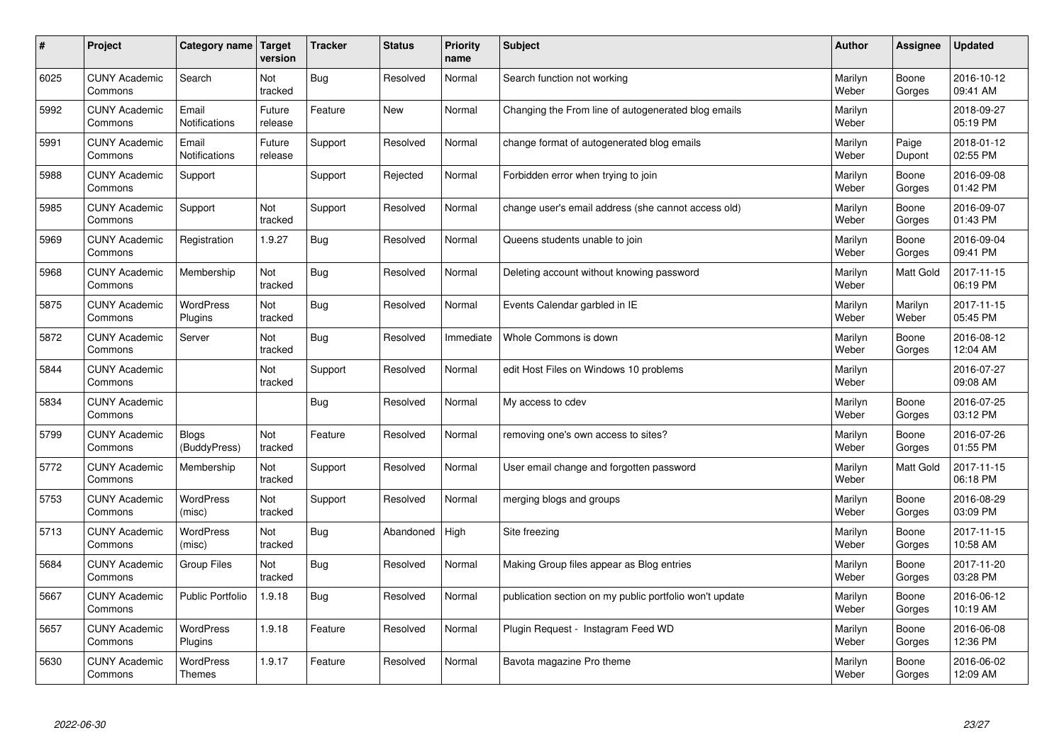| # | Project | Category name | Target version | Tracker | Status | Priority name | Subject | Author | Assignee | Updated |
|---|---|---|---|---|---|---|---|---|---|---|
| 6025 | CUNY Academic Commons | Search | Not tracked | Bug | Resolved | Normal | Search function not working | Marilyn Weber | Boone Gorges | 2016-10-12 09:41 AM |
| 5992 | CUNY Academic Commons | Email Notifications | Future release | Feature | New | Normal | Changing the From line of autogenerated blog emails | Marilyn Weber | | 2018-09-27 05:19 PM |
| 5991 | CUNY Academic Commons | Email Notifications | Future release | Support | Resolved | Normal | change format of autogenerated blog emails | Marilyn Weber | Paige Dupont | 2018-01-12 02:55 PM |
| 5988 | CUNY Academic Commons | Support | | Support | Rejected | Normal | Forbidden error when trying to join | Marilyn Weber | Boone Gorges | 2016-09-08 01:42 PM |
| 5985 | CUNY Academic Commons | Support | Not tracked | Support | Resolved | Normal | change user's email address (she cannot access old) | Marilyn Weber | Boone Gorges | 2016-09-07 01:43 PM |
| 5969 | CUNY Academic Commons | Registration | 1.9.27 | Bug | Resolved | Normal | Queens students unable to join | Marilyn Weber | Boone Gorges | 2016-09-04 09:41 PM |
| 5968 | CUNY Academic Commons | Membership | Not tracked | Bug | Resolved | Normal | Deleting account without knowing password | Marilyn Weber | Matt Gold | 2017-11-15 06:19 PM |
| 5875 | CUNY Academic Commons | WordPress Plugins | Not tracked | Bug | Resolved | Normal | Events Calendar garbled in IE | Marilyn Weber | Marilyn Weber | 2017-11-15 05:45 PM |
| 5872 | CUNY Academic Commons | Server | Not tracked | Bug | Resolved | Immediate | Whole Commons is down | Marilyn Weber | Boone Gorges | 2016-08-12 12:04 AM |
| 5844 | CUNY Academic Commons | | Not tracked | Support | Resolved | Normal | edit Host Files on Windows 10 problems | Marilyn Weber | | 2016-07-27 09:08 AM |
| 5834 | CUNY Academic Commons | | | Bug | Resolved | Normal | My access to cdev | Marilyn Weber | Boone Gorges | 2016-07-25 03:12 PM |
| 5799 | CUNY Academic Commons | Blogs (BuddyPress) | Not tracked | Feature | Resolved | Normal | removing one's own access to sites? | Marilyn Weber | Boone Gorges | 2016-07-26 01:55 PM |
| 5772 | CUNY Academic Commons | Membership | Not tracked | Support | Resolved | Normal | User email change and forgotten password | Marilyn Weber | Matt Gold | 2017-11-15 06:18 PM |
| 5753 | CUNY Academic Commons | WordPress (misc) | Not tracked | Support | Resolved | Normal | merging blogs and groups | Marilyn Weber | Boone Gorges | 2016-08-29 03:09 PM |
| 5713 | CUNY Academic Commons | WordPress (misc) | Not tracked | Bug | Abandoned | High | Site freezing | Marilyn Weber | Boone Gorges | 2017-11-15 10:58 AM |
| 5684 | CUNY Academic Commons | Group Files | Not tracked | Bug | Resolved | Normal | Making Group files appear as Blog entries | Marilyn Weber | Boone Gorges | 2017-11-20 03:28 PM |
| 5667 | CUNY Academic Commons | Public Portfolio | 1.9.18 | Bug | Resolved | Normal | publication section on my public portfolio won't update | Marilyn Weber | Boone Gorges | 2016-06-12 10:19 AM |
| 5657 | CUNY Academic Commons | WordPress Plugins | 1.9.18 | Feature | Resolved | Normal | Plugin Request - Instagram Feed WD | Marilyn Weber | Boone Gorges | 2016-06-08 12:36 PM |
| 5630 | CUNY Academic Commons | WordPress Themes | 1.9.17 | Feature | Resolved | Normal | Bavota magazine Pro theme | Marilyn Weber | Boone Gorges | 2016-06-02 12:09 AM |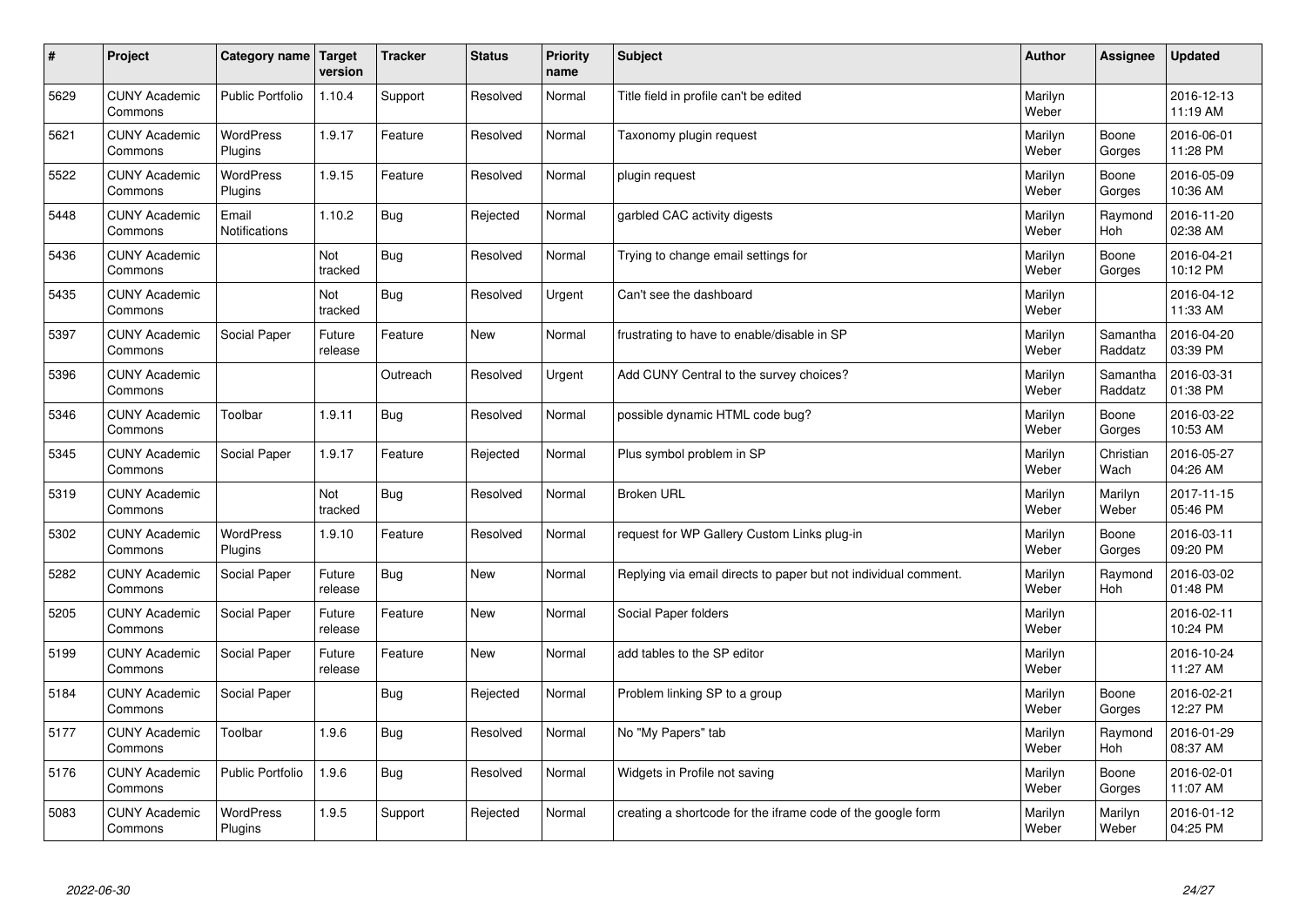| # | Project | Category name | Target version | Tracker | Status | Priority name | Subject | Author | Assignee | Updated |
|---|---|---|---|---|---|---|---|---|---|---|
| 5629 | CUNY Academic Commons | Public Portfolio | 1.10.4 | Support | Resolved | Normal | Title field in profile can't be edited | Marilyn Weber | | 2016-12-13 11:19 AM |
| 5621 | CUNY Academic Commons | WordPress Plugins | 1.9.17 | Feature | Resolved | Normal | Taxonomy plugin request | Marilyn Weber | Boone Gorges | 2016-06-01 11:28 PM |
| 5522 | CUNY Academic Commons | WordPress Plugins | 1.9.15 | Feature | Resolved | Normal | plugin request | Marilyn Weber | Boone Gorges | 2016-05-09 10:36 AM |
| 5448 | CUNY Academic Commons | Email Notifications | 1.10.2 | Bug | Rejected | Normal | garbled CAC activity digests | Marilyn Weber | Raymond Hoh | 2016-11-20 02:38 AM |
| 5436 | CUNY Academic Commons | | Not tracked | Bug | Resolved | Normal | Trying to change email settings for | Marilyn Weber | Boone Gorges | 2016-04-21 10:12 PM |
| 5435 | CUNY Academic Commons | | Not tracked | Bug | Resolved | Urgent | Can't see the dashboard | Marilyn Weber | | 2016-04-12 11:33 AM |
| 5397 | CUNY Academic Commons | Social Paper | Future release | Feature | New | Normal | frustrating to have to enable/disable in SP | Marilyn Weber | Samantha Raddatz | 2016-04-20 03:39 PM |
| 5396 | CUNY Academic Commons | | | Outreach | Resolved | Urgent | Add CUNY Central to the survey choices? | Marilyn Weber | Samantha Raddatz | 2016-03-31 01:38 PM |
| 5346 | CUNY Academic Commons | Toolbar | 1.9.11 | Bug | Resolved | Normal | possible dynamic HTML code bug? | Marilyn Weber | Boone Gorges | 2016-03-22 10:53 AM |
| 5345 | CUNY Academic Commons | Social Paper | 1.9.17 | Feature | Rejected | Normal | Plus symbol problem in SP | Marilyn Weber | Christian Wach | 2016-05-27 04:26 AM |
| 5319 | CUNY Academic Commons | | Not tracked | Bug | Resolved | Normal | Broken URL | Marilyn Weber | Marilyn Weber | 2017-11-15 05:46 PM |
| 5302 | CUNY Academic Commons | WordPress Plugins | 1.9.10 | Feature | Resolved | Normal | request for WP Gallery Custom Links plug-in | Marilyn Weber | Boone Gorges | 2016-03-11 09:20 PM |
| 5282 | CUNY Academic Commons | Social Paper | Future release | Bug | New | Normal | Replying via email directs to paper but not individual comment. | Marilyn Weber | Raymond Hoh | 2016-03-02 01:48 PM |
| 5205 | CUNY Academic Commons | Social Paper | Future release | Feature | New | Normal | Social Paper folders | Marilyn Weber | | 2016-02-11 10:24 PM |
| 5199 | CUNY Academic Commons | Social Paper | Future release | Feature | New | Normal | add tables to the SP editor | Marilyn Weber | | 2016-10-24 11:27 AM |
| 5184 | CUNY Academic Commons | Social Paper | | Bug | Rejected | Normal | Problem linking SP to a group | Marilyn Weber | Boone Gorges | 2016-02-21 12:27 PM |
| 5177 | CUNY Academic Commons | Toolbar | 1.9.6 | Bug | Resolved | Normal | No "My Papers" tab | Marilyn Weber | Raymond Hoh | 2016-01-29 08:37 AM |
| 5176 | CUNY Academic Commons | Public Portfolio | 1.9.6 | Bug | Resolved | Normal | Widgets in Profile not saving | Marilyn Weber | Boone Gorges | 2016-02-01 11:07 AM |
| 5083 | CUNY Academic Commons | WordPress Plugins | 1.9.5 | Support | Rejected | Normal | creating a shortcode for the iframe code of the google form | Marilyn Weber | Marilyn Weber | 2016-01-12 04:25 PM |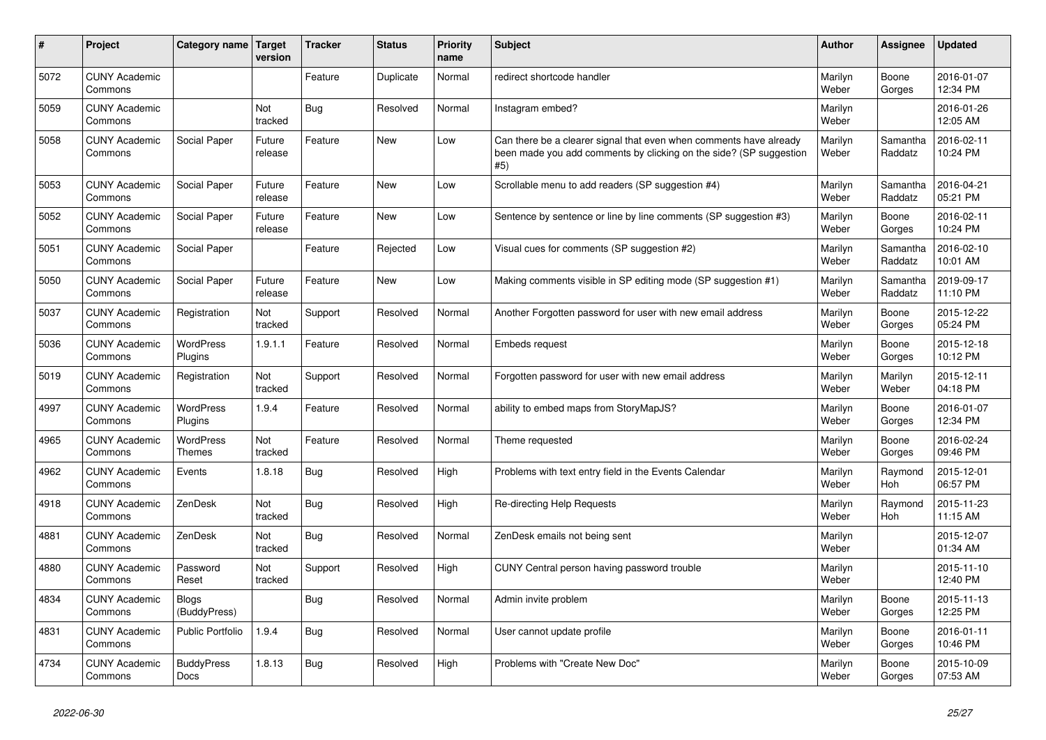| # | Project | Category name | Target version | Tracker | Status | Priority name | Subject | Author | Assignee | Updated |
|---|---|---|---|---|---|---|---|---|---|---|
| 5072 | CUNY Academic Commons | | | Feature | Duplicate | Normal | redirect shortcode handler | Marilyn Weber | Boone Gorges | 2016-01-07 12:34 PM |
| 5059 | CUNY Academic Commons | | Not tracked | Bug | Resolved | Normal | Instagram embed? | Marilyn Weber | | 2016-01-26 12:05 AM |
| 5058 | CUNY Academic Commons | Social Paper | Future release | Feature | New | Low | Can there be a clearer signal that even when comments have already been made you add comments by clicking on the side? (SP suggestion #5) | Marilyn Weber | Samantha Raddatz | 2016-02-11 10:24 PM |
| 5053 | CUNY Academic Commons | Social Paper | Future release | Feature | New | Low | Scrollable menu to add readers (SP suggestion #4) | Marilyn Weber | Samantha Raddatz | 2016-04-21 05:21 PM |
| 5052 | CUNY Academic Commons | Social Paper | Future release | Feature | New | Low | Sentence by sentence or line by line comments (SP suggestion #3) | Marilyn Weber | Boone Gorges | 2016-02-11 10:24 PM |
| 5051 | CUNY Academic Commons | Social Paper | | Feature | Rejected | Low | Visual cues for comments (SP suggestion #2) | Marilyn Weber | Samantha Raddatz | 2016-02-10 10:01 AM |
| 5050 | CUNY Academic Commons | Social Paper | Future release | Feature | New | Low | Making comments visible in SP editing mode (SP suggestion #1) | Marilyn Weber | Samantha Raddatz | 2019-09-17 11:10 PM |
| 5037 | CUNY Academic Commons | Registration | Not tracked | Support | Resolved | Normal | Another Forgotten password for user with new email address | Marilyn Weber | Boone Gorges | 2015-12-22 05:24 PM |
| 5036 | CUNY Academic Commons | WordPress Plugins | 1.9.1.1 | Feature | Resolved | Normal | Embeds request | Marilyn Weber | Boone Gorges | 2015-12-18 10:12 PM |
| 5019 | CUNY Academic Commons | Registration | Not tracked | Support | Resolved | Normal | Forgotten password for user with new email address | Marilyn Weber | Marilyn Weber | 2015-12-11 04:18 PM |
| 4997 | CUNY Academic Commons | WordPress Plugins | 1.9.4 | Feature | Resolved | Normal | ability to embed maps from StoryMapJS? | Marilyn Weber | Boone Gorges | 2016-01-07 12:34 PM |
| 4965 | CUNY Academic Commons | WordPress Themes | Not tracked | Feature | Resolved | Normal | Theme requested | Marilyn Weber | Boone Gorges | 2016-02-24 09:46 PM |
| 4962 | CUNY Academic Commons | Events | 1.8.18 | Bug | Resolved | High | Problems with text entry field in the Events Calendar | Marilyn Weber | Raymond Hoh | 2015-12-01 06:57 PM |
| 4918 | CUNY Academic Commons | ZenDesk | Not tracked | Bug | Resolved | High | Re-directing Help Requests | Marilyn Weber | Raymond Hoh | 2015-11-23 11:15 AM |
| 4881 | CUNY Academic Commons | ZenDesk | Not tracked | Bug | Resolved | Normal | ZenDesk emails not being sent | Marilyn Weber | | 2015-12-07 01:34 AM |
| 4880 | CUNY Academic Commons | Password Reset | Not tracked | Support | Resolved | High | CUNY Central person having password trouble | Marilyn Weber | | 2015-11-10 12:40 PM |
| 4834 | CUNY Academic Commons | Blogs (BuddyPress) | | Bug | Resolved | Normal | Admin invite problem | Marilyn Weber | Boone Gorges | 2015-11-13 12:25 PM |
| 4831 | CUNY Academic Commons | Public Portfolio | 1.9.4 | Bug | Resolved | Normal | User cannot update profile | Marilyn Weber | Boone Gorges | 2016-01-11 10:46 PM |
| 4734 | CUNY Academic Commons | BuddyPress Docs | 1.8.13 | Bug | Resolved | High | Problems with "Create New Doc" | Marilyn Weber | Boone Gorges | 2015-10-09 07:53 AM |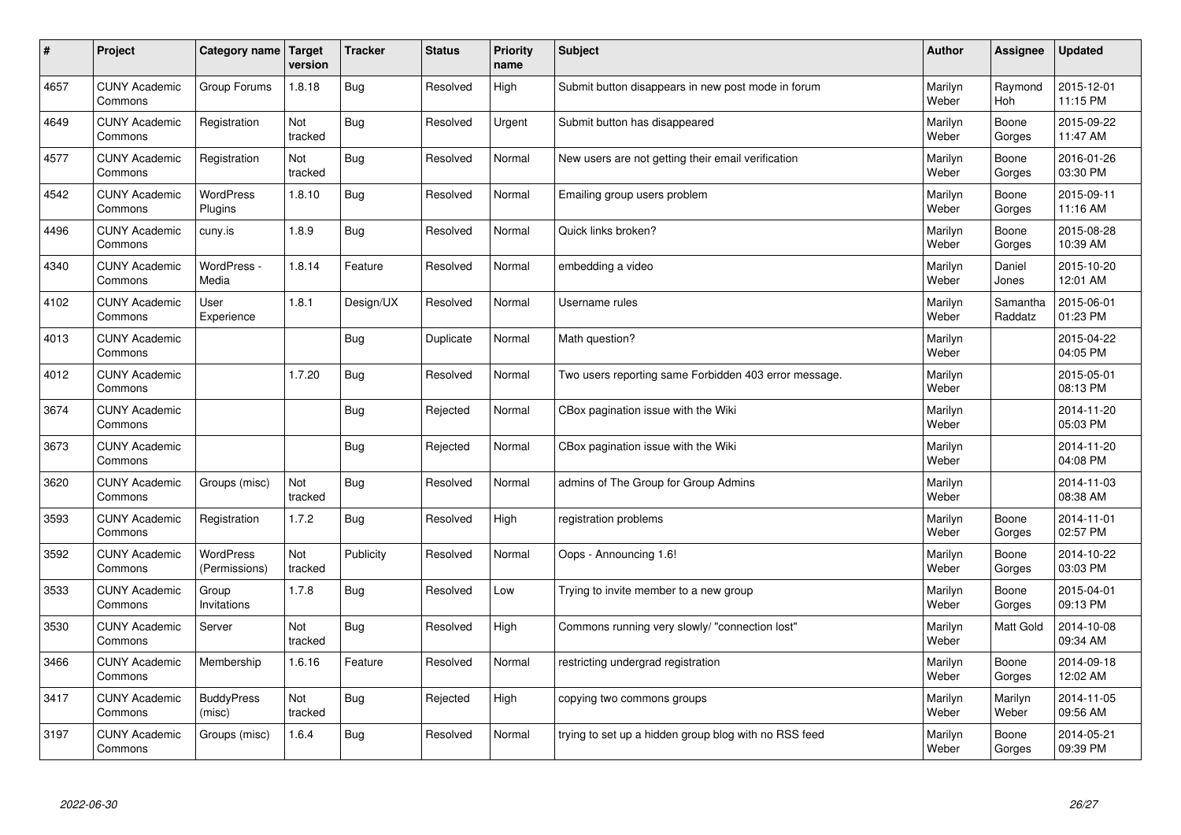| # | Project | Category name | Target version | Tracker | Status | Priority name | Subject | Author | Assignee | Updated |
|---|---|---|---|---|---|---|---|---|---|---|
| 4657 | CUNY Academic Commons | Group Forums | 1.8.18 | Bug | Resolved | High | Submit button disappears in new post mode in forum | Marilyn Weber | Raymond Hoh | 2015-12-01 11:15 PM |
| 4649 | CUNY Academic Commons | Registration | Not tracked | Bug | Resolved | Urgent | Submit button has disappeared | Marilyn Weber | Boone Gorges | 2015-09-22 11:47 AM |
| 4577 | CUNY Academic Commons | Registration | Not tracked | Bug | Resolved | Normal | New users are not getting their email verification | Marilyn Weber | Boone Gorges | 2016-01-26 03:30 PM |
| 4542 | CUNY Academic Commons | WordPress Plugins | 1.8.10 | Bug | Resolved | Normal | Emailing group users problem | Marilyn Weber | Boone Gorges | 2015-09-11 11:16 AM |
| 4496 | CUNY Academic Commons | cuny.is | 1.8.9 | Bug | Resolved | Normal | Quick links broken? | Marilyn Weber | Boone Gorges | 2015-08-28 10:39 AM |
| 4340 | CUNY Academic Commons | WordPress - Media | 1.8.14 | Feature | Resolved | Normal | embedding a video | Marilyn Weber | Daniel Jones | 2015-10-20 12:01 AM |
| 4102 | CUNY Academic Commons | User Experience | 1.8.1 | Design/UX | Resolved | Normal | Username rules | Marilyn Weber | Samantha Raddatz | 2015-06-01 01:23 PM |
| 4013 | CUNY Academic Commons | | | Bug | Duplicate | Normal | Math question? | Marilyn Weber | | 2015-04-22 04:05 PM |
| 4012 | CUNY Academic Commons | | 1.7.20 | Bug | Resolved | Normal | Two users reporting same Forbidden 403 error message. | Marilyn Weber | | 2015-05-01 08:13 PM |
| 3674 | CUNY Academic Commons | | | Bug | Rejected | Normal | CBox pagination issue with the Wiki | Marilyn Weber | | 2014-11-20 05:03 PM |
| 3673 | CUNY Academic Commons | | | Bug | Rejected | Normal | CBox pagination issue with the Wiki | Marilyn Weber | | 2014-11-20 04:08 PM |
| 3620 | CUNY Academic Commons | Groups (misc) | Not tracked | Bug | Resolved | Normal | admins of The Group for Group Admins | Marilyn Weber | | 2014-11-03 08:38 AM |
| 3593 | CUNY Academic Commons | Registration | 1.7.2 | Bug | Resolved | High | registration problems | Marilyn Weber | Boone Gorges | 2014-11-01 02:57 PM |
| 3592 | CUNY Academic Commons | WordPress (Permissions) | Not tracked | Publicity | Resolved | Normal | Oops - Announcing 1.6! | Marilyn Weber | Boone Gorges | 2014-10-22 03:03 PM |
| 3533 | CUNY Academic Commons | Group Invitations | 1.7.8 | Bug | Resolved | Low | Trying to invite member to a new group | Marilyn Weber | Boone Gorges | 2015-04-01 09:13 PM |
| 3530 | CUNY Academic Commons | Server | Not tracked | Bug | Resolved | High | Commons running very slowly/ "connection lost" | Marilyn Weber | Matt Gold | 2014-10-08 09:34 AM |
| 3466 | CUNY Academic Commons | Membership | 1.6.16 | Feature | Resolved | Normal | restricting undergrad registration | Marilyn Weber | Boone Gorges | 2014-09-18 12:02 AM |
| 3417 | CUNY Academic Commons | BuddyPress (misc) | Not tracked | Bug | Rejected | High | copying two commons groups | Marilyn Weber | Marilyn Weber | 2014-11-05 09:56 AM |
| 3197 | CUNY Academic Commons | Groups (misc) | 1.6.4 | Bug | Resolved | Normal | trying to set up a hidden group blog with no RSS feed | Marilyn Weber | Boone Gorges | 2014-05-21 09:39 PM |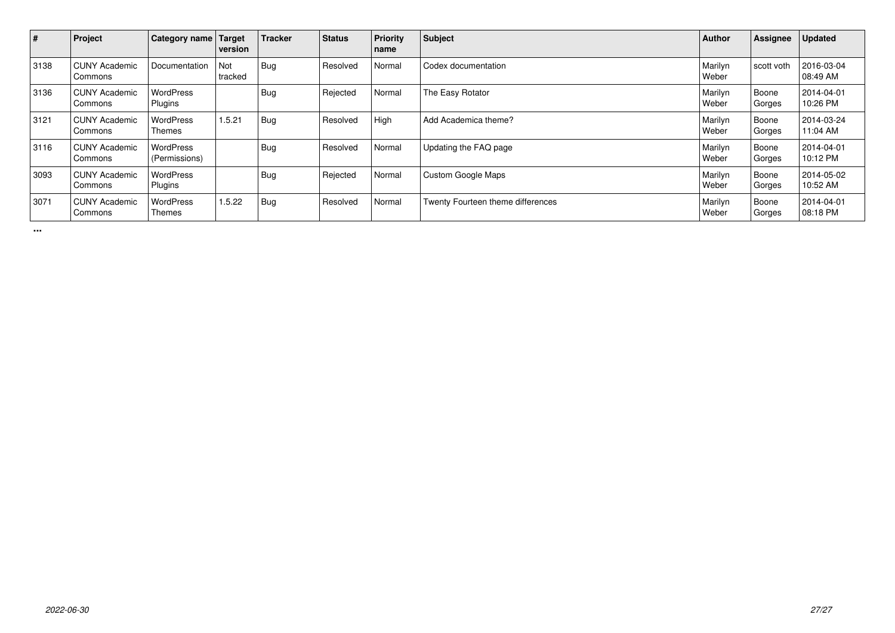| # | Project | Category name | Target version | Tracker | Status | Priority name | Subject | Author | Assignee | Updated |
|---|---|---|---|---|---|---|---|---|---|---|
| 3138 | CUNY Academic Commons | Documentation | Not tracked | Bug | Resolved | Normal | Codex documentation | Marilyn Weber | scott voth | 2016-03-04 08:49 AM |
| 3136 | CUNY Academic Commons | WordPress Plugins | | Bug | Rejected | Normal | The Easy Rotator | Marilyn Weber | Boone Gorges | 2014-04-01 10:26 PM |
| 3121 | CUNY Academic Commons | WordPress Themes | 1.5.21 | Bug | Resolved | High | Add Academica theme? | Marilyn Weber | Boone Gorges | 2014-03-24 11:04 AM |
| 3116 | CUNY Academic Commons | WordPress (Permissions) | | Bug | Resolved | Normal | Updating the FAQ page | Marilyn Weber | Boone Gorges | 2014-04-01 10:12 PM |
| 3093 | CUNY Academic Commons | WordPress Plugins | | Bug | Rejected | Normal | Custom Google Maps | Marilyn Weber | Boone Gorges | 2014-05-02 10:52 AM |
| 3071 | CUNY Academic Commons | WordPress Themes | 1.5.22 | Bug | Resolved | Normal | Twenty Fourteen theme differences | Marilyn Weber | Boone Gorges | 2014-04-01 08:18 PM |

...